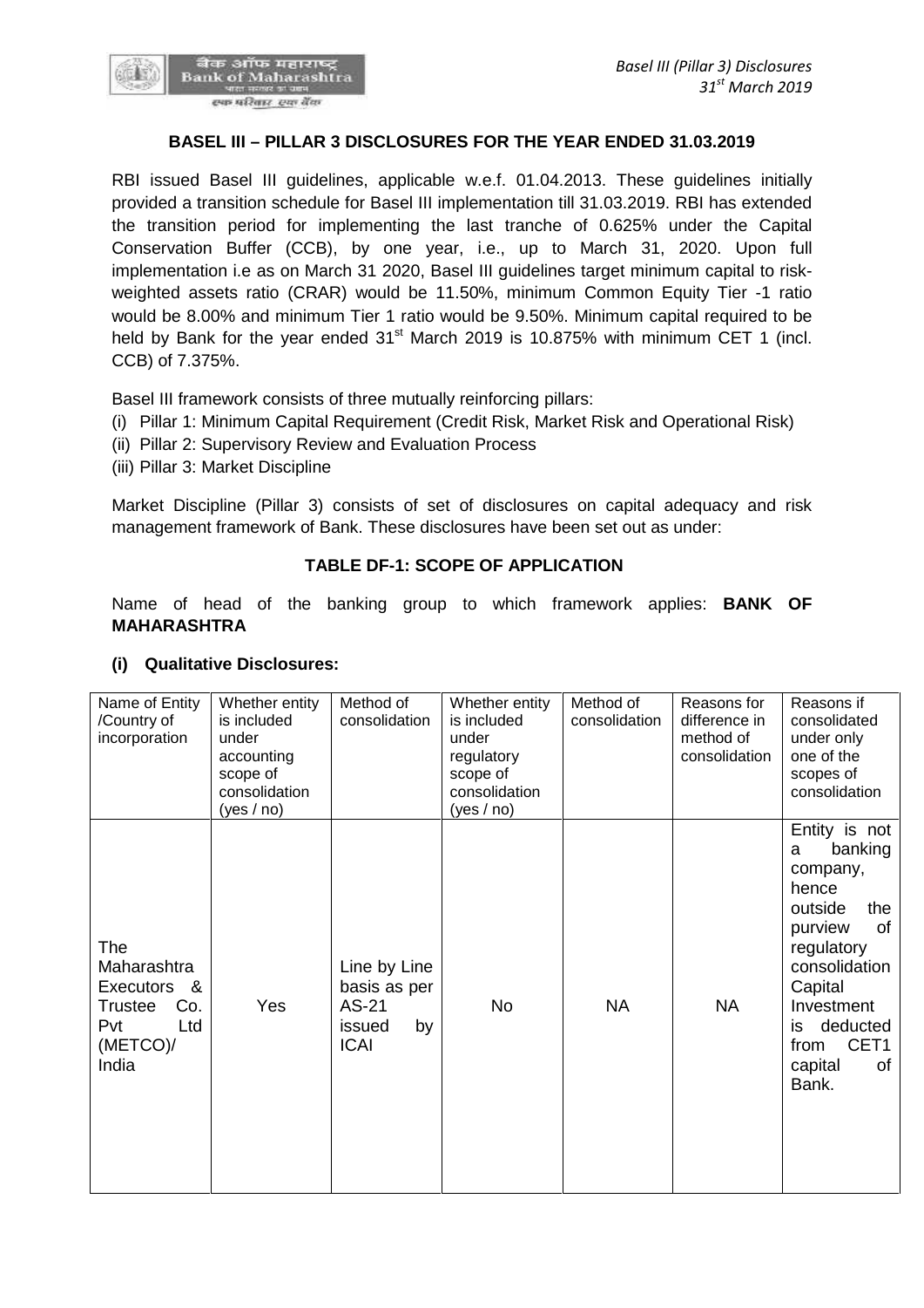## BASEL III – PILLAR 3 DISCLOSURES FOR THE YEAR ENDED 31.03.2019

RBI issued Basel III guidelines, applicable w.e.f. 01.04.2013. These guidelines initially provided a transition schedule for Basel III implementation till 31.03.2019. RBI has extended the transition period for implementing the last tranche of 0.625% under the Capital Conservation Buffer (CCB), by one year, i.e., up to March 31, 2020. Upon full implementation i.e as on March 31 2020, Basel III guidelines target minimum capital to risk-weighted assets ratio (CRAR) would be 11.50%, minimum Common Equity Tier -1 ratio would be 8.00% and minimum Tier 1 ratio would be 9.50%. Minimum capital required to be held by Bank for the year ended 31st March 2019 is 10.875% with minimum CET 1 (incl. CCB) of 7.375%.

Basel III framework consists of three mutually reinforcing pillars:

(i) Pillar 1: Minimum Capital Requirement (Credit Risk, Market Risk and Operational Risk)
(ii) Pillar 2: Supervisory Review and Evaluation Process
(iii) Pillar 3: Market Discipline

Market Discipline (Pillar 3) consists of set of disclosures on capital adequacy and risk management framework of Bank. These disclosures have been set out as under:

### TABLE DF-1: SCOPE OF APPLICATION

Name of head of the banking group to which framework applies: **BANK OF MAHARASHTRA**

#### (i) Qualitative Disclosures:

| Name of Entity /Country of incorporation | Whether entity is included under accounting scope of consolidation (yes / no) | Method of consolidation | Whether entity is included under regulatory scope of consolidation (yes / no) | Method of consolidation | Reasons for difference in method of consolidation | Reasons if consolidated under only one of the scopes of consolidation |
|---|---|---|---|---|---|---|
| The Maharashtra Executors & Trustee Co. Pvt Ltd (METCO)/ India | Yes | Line by Line basis as per AS-21 issued by ICAI | No | NA | NA | Entity is not a banking company, hence outside the purview of regulatory consolidation Capital Investment is deducted from CET1 capital of Bank. |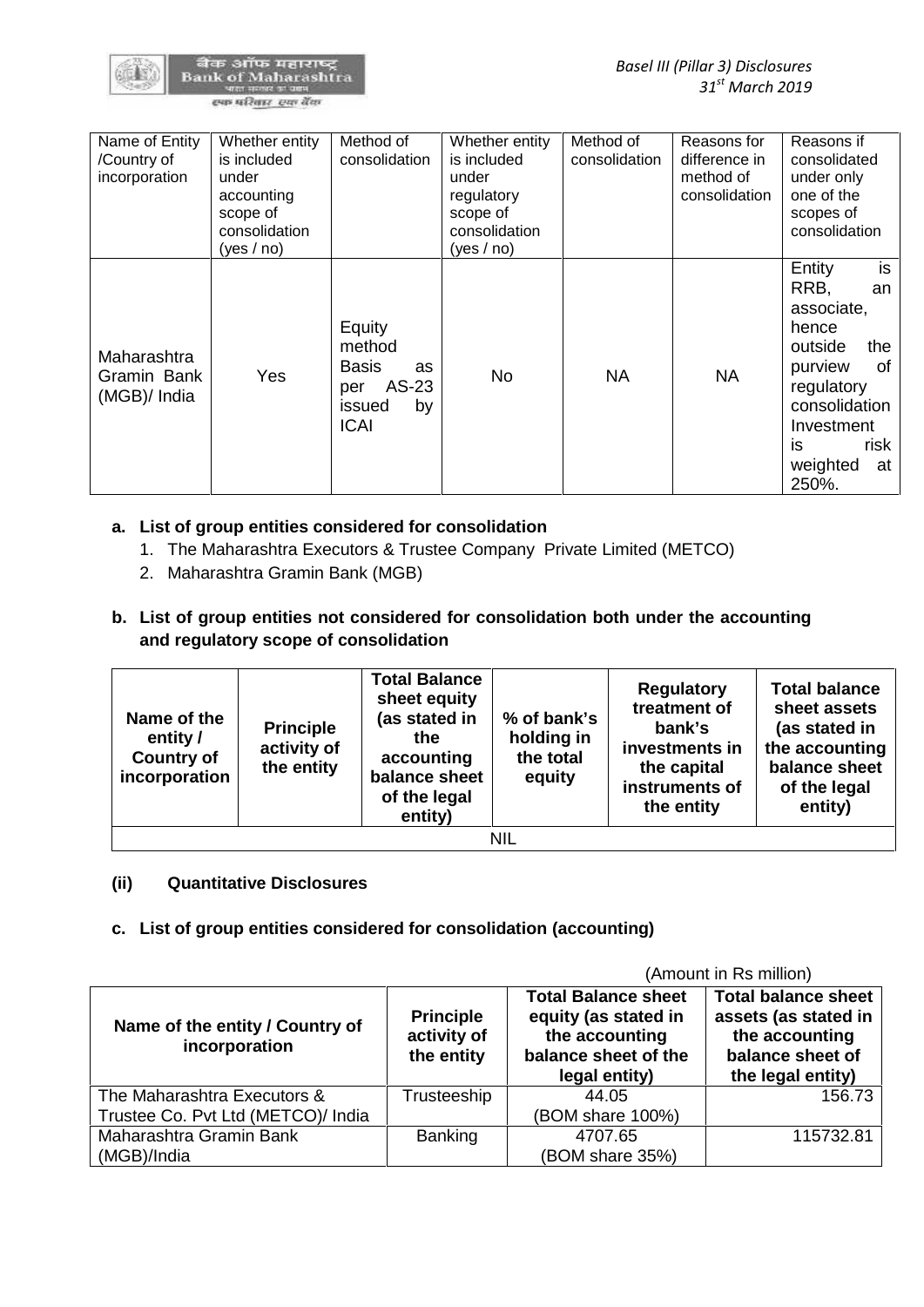| Name of Entity /Country of incorporation | Whether entity is included under accounting scope of consolidation (yes / no) | Method of consolidation | Whether entity is included under regulatory scope of consolidation (yes / no) | Method of consolidation | Reasons for difference in method of consolidation | Reasons if consolidated under only one of the scopes of consolidation |
|---|---|---|---|---|---|---|
| Maharashtra Gramin Bank (MGB)/ India | Yes | Equity method Basis as per AS-23 issued by ICAI | No | NA | NA | Entity is RRB, an associate, hence outside the purview of regulatory consolidation Investment is risk weighted at 250%. |

**a. List of group entities considered for consolidation**

1. The Maharashtra Executors & Trustee Company Private Limited (METCO)
2. Maharashtra Gramin Bank (MGB)

**b. List of group entities not considered for consolidation both under the accounting and regulatory scope of consolidation**

| Name of the entity / Country of incorporation | Principle activity of the entity | Total Balance sheet equity (as stated in the accounting balance sheet of the legal entity) | % of bank's holding in the total equity | Regulatory treatment of bank's investments in the capital instruments of the entity | Total balance sheet assets (as stated in the accounting balance sheet of the legal entity) |
|---|---|---|---|---|---|
| NIL | | | | | |

**(ii) Quantitative Disclosures**

**c. List of group entities considered for consolidation (accounting)**

(Amount in Rs million)

| Name of the entity / Country of incorporation | Principle activity of the entity | Total Balance sheet equity (as stated in the accounting balance sheet of the legal entity) | Total balance sheet assets (as stated in the accounting balance sheet of the legal entity) |
|---|---|---|---|
| The Maharashtra Executors & Trustee Co. Pvt Ltd (METCO)/ India | Trusteeship | 44.05 (BOM share 100%) | 156.73 |
| Maharashtra Gramin Bank (MGB)/India | Banking | 4707.65 (BOM share 35%) | 115732.81 |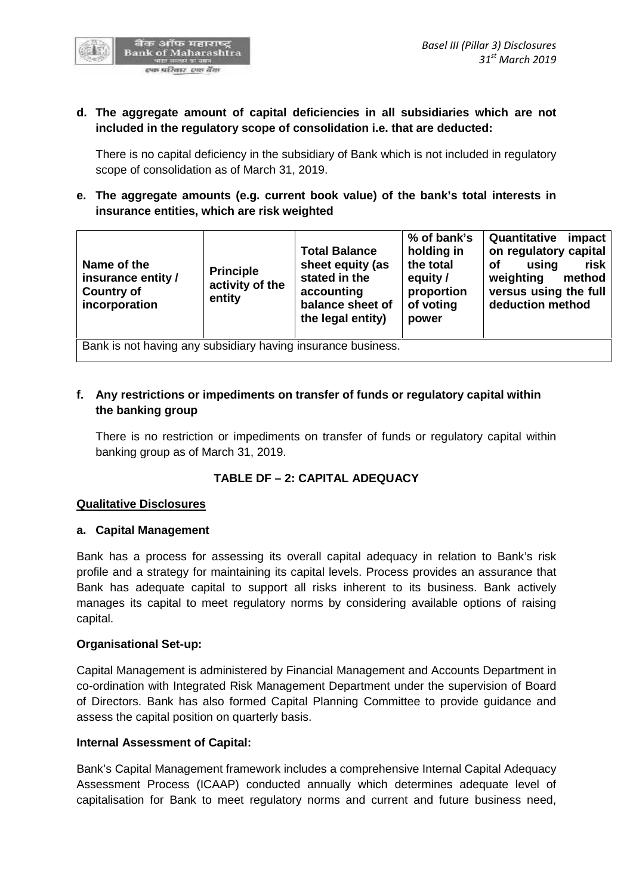**d. The aggregate amount of capital deficiencies in all subsidiaries which are not included in the regulatory scope of consolidation i.e. that are deducted:**

There is no capital deficiency in the subsidiary of Bank which is not included in regulatory scope of consolidation as of March 31, 2019.

**e. The aggregate amounts (e.g. current book value) of the bank's total interests in insurance entities, which are risk weighted**

| Name of the insurance entity / Country of incorporation | Principle activity of the entity | Total Balance sheet equity (as stated in the accounting balance sheet of the legal entity) | % of bank's holding in the total equity / proportion of voting power | Quantitative impact on regulatory capital of using risk weighting method versus using the full deduction method |
|---|---|---|---|---|
| Bank is not having any subsidiary having insurance business. | | | | |

**f. Any restrictions or impediments on transfer of funds or regulatory capital within the banking group**

There is no restriction or impediments on transfer of funds or regulatory capital within banking group as of March 31, 2019.

## TABLE DF – 2: CAPITAL ADEQUACY

**Qualitative Disclosures**

**a. Capital Management**

Bank has a process for assessing its overall capital adequacy in relation to Bank's risk profile and a strategy for maintaining its capital levels. Process provides an assurance that Bank has adequate capital to support all risks inherent to its business. Bank actively manages its capital to meet regulatory norms by considering available options of raising capital.

**Organisational Set-up:**

Capital Management is administered by Financial Management and Accounts Department in co-ordination with Integrated Risk Management Department under the supervision of Board of Directors. Bank has also formed Capital Planning Committee to provide guidance and assess the capital position on quarterly basis.

**Internal Assessment of Capital:**

Bank's Capital Management framework includes a comprehensive Internal Capital Adequacy Assessment Process (ICAAP) conducted annually which determines adequate level of capitalisation for Bank to meet regulatory norms and current and future business need,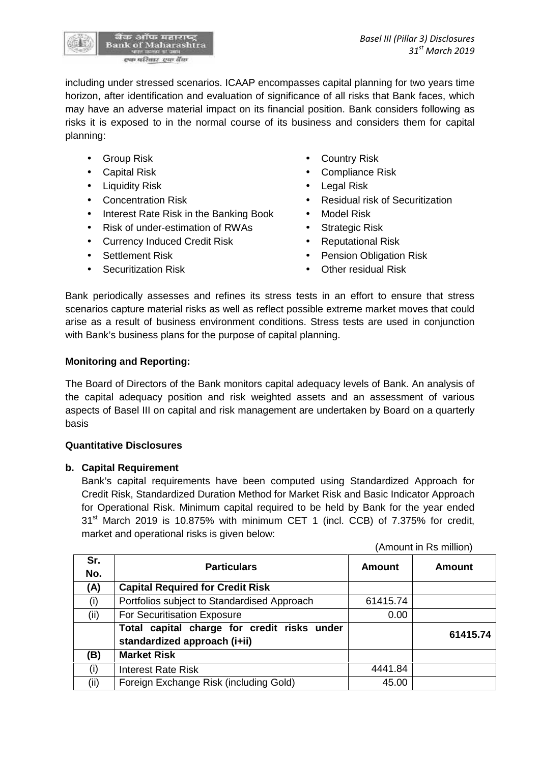including under stressed scenarios. ICAAP encompasses capital planning for two years time horizon, after identification and evaluation of significance of all risks that Bank faces, which may have an adverse material impact on its financial position. Bank considers following as risks it is exposed to in the normal course of its business and considers them for capital planning:

- Group Risk
- Capital Risk
- Liquidity Risk
- Concentration Risk
- Interest Rate Risk in the Banking Book
- Risk of under-estimation of RWAs
- Currency Induced Credit Risk
- Settlement Risk
- Securitization Risk
- Country Risk
- Compliance Risk
- Legal Risk
- Residual risk of Securitization
- Model Risk
- Strategic Risk
- Reputational Risk
- Pension Obligation Risk
- Other residual Risk

Bank periodically assesses and refines its stress tests in an effort to ensure that stress scenarios capture material risks as well as reflect possible extreme market moves that could arise as a result of business environment conditions. Stress tests are used in conjunction with Bank's business plans for the purpose of capital planning.

**Monitoring and Reporting:**

The Board of Directors of the Bank monitors capital adequacy levels of Bank. An analysis of the capital adequacy position and risk weighted assets and an assessment of various aspects of Basel III on capital and risk management are undertaken by Board on a quarterly basis

**Quantitative Disclosures**

**b. Capital Requirement**

Bank's capital requirements have been computed using Standardized Approach for Credit Risk, Standardized Duration Method for Market Risk and Basic Indicator Approach for Operational Risk. Minimum capital required to be held by Bank for the year ended 31st March 2019 is 10.875% with minimum CET 1 (incl. CCB) of 7.375% for credit, market and operational risks is given below:

(Amount in Rs million)

| Sr. No. | Particulars | Amount | Amount |
|---|---|---|---|
| **(A)** | **Capital Required for Credit Risk** | | |
| (i) | Portfolios subject to Standardised Approach | 61415.74 | |
| (ii) | For Securitisation Exposure | 0.00 | |
| | **Total capital charge for credit risks under standardized approach (i+ii)** | | **61415.74** |
| **(B)** | **Market Risk** | | |
| (i) | Interest Rate Risk | 4441.84 | |
| (ii) | Foreign Exchange Risk (including Gold) | 45.00 | |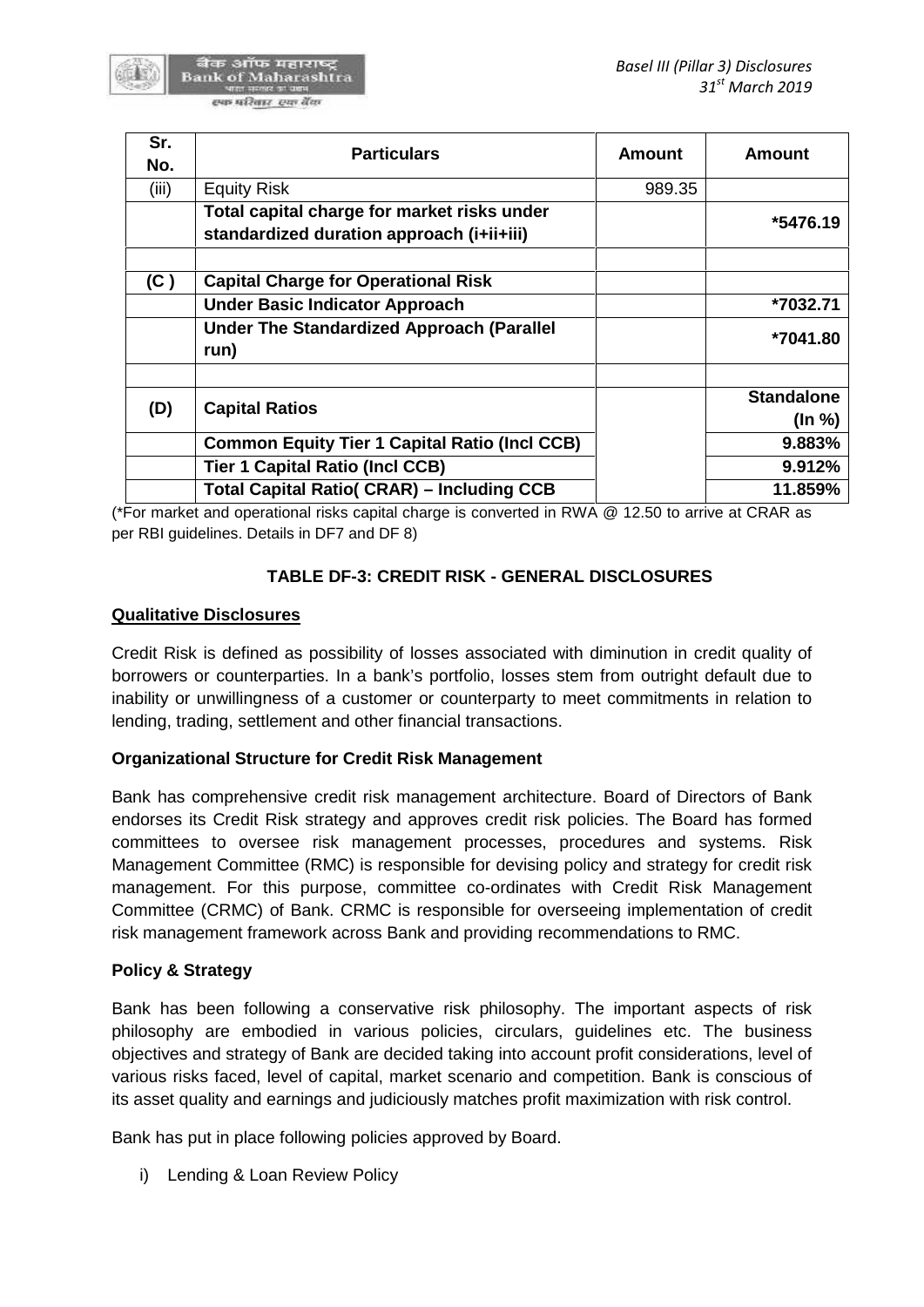| Sr. No. | Particulars | Amount | Amount |
|---|---|---|---|
| (iii) | Equity Risk | 989.35 | |
| | **Total capital charge for market risks under standardized duration approach (i+ii+iii)** | | **\*5476.19** |
| | | | |
| **(C )** | **Capital Charge for Operational Risk** | | |
| | **Under Basic Indicator Approach** | | **\*7032.71** |
| | **Under The Standardized Approach (Parallel run)** | | **\*7041.80** |
| | | | |
| **(D)** | **Capital Ratios** | | **Standalone (In %)** |
| | **Common Equity Tier 1 Capital Ratio (Incl CCB)** | | **9.883%** |
| | **Tier 1 Capital Ratio (Incl CCB)** | | **9.912%** |
| | **Total Capital Ratio( CRAR) – Including CCB** | | **11.859%** |

(*For market and operational risks capital charge is converted in RWA @ 12.50 to arrive at CRAR as per RBI guidelines. Details in DF7 and DF 8)

## TABLE DF-3: CREDIT RISK - GENERAL DISCLOSURES

**Qualitative Disclosures**

Credit Risk is defined as possibility of losses associated with diminution in credit quality of borrowers or counterparties. In a bank's portfolio, losses stem from outright default due to inability or unwillingness of a customer or counterparty to meet commitments in relation to lending, trading, settlement and other financial transactions.

**Organizational Structure for Credit Risk Management**

Bank has comprehensive credit risk management architecture. Board of Directors of Bank endorses its Credit Risk strategy and approves credit risk policies. The Board has formed committees to oversee risk management processes, procedures and systems. Risk Management Committee (RMC) is responsible for devising policy and strategy for credit risk management. For this purpose, committee co-ordinates with Credit Risk Management Committee (CRMC) of Bank. CRMC is responsible for overseeing implementation of credit risk management framework across Bank and providing recommendations to RMC.

**Policy & Strategy**

Bank has been following a conservative risk philosophy. The important aspects of risk philosophy are embodied in various policies, circulars, guidelines etc. The business objectives and strategy of Bank are decided taking into account profit considerations, level of various risks faced, level of capital, market scenario and competition. Bank is conscious of its asset quality and earnings and judiciously matches profit maximization with risk control.

Bank has put in place following policies approved by Board.

i) Lending & Loan Review Policy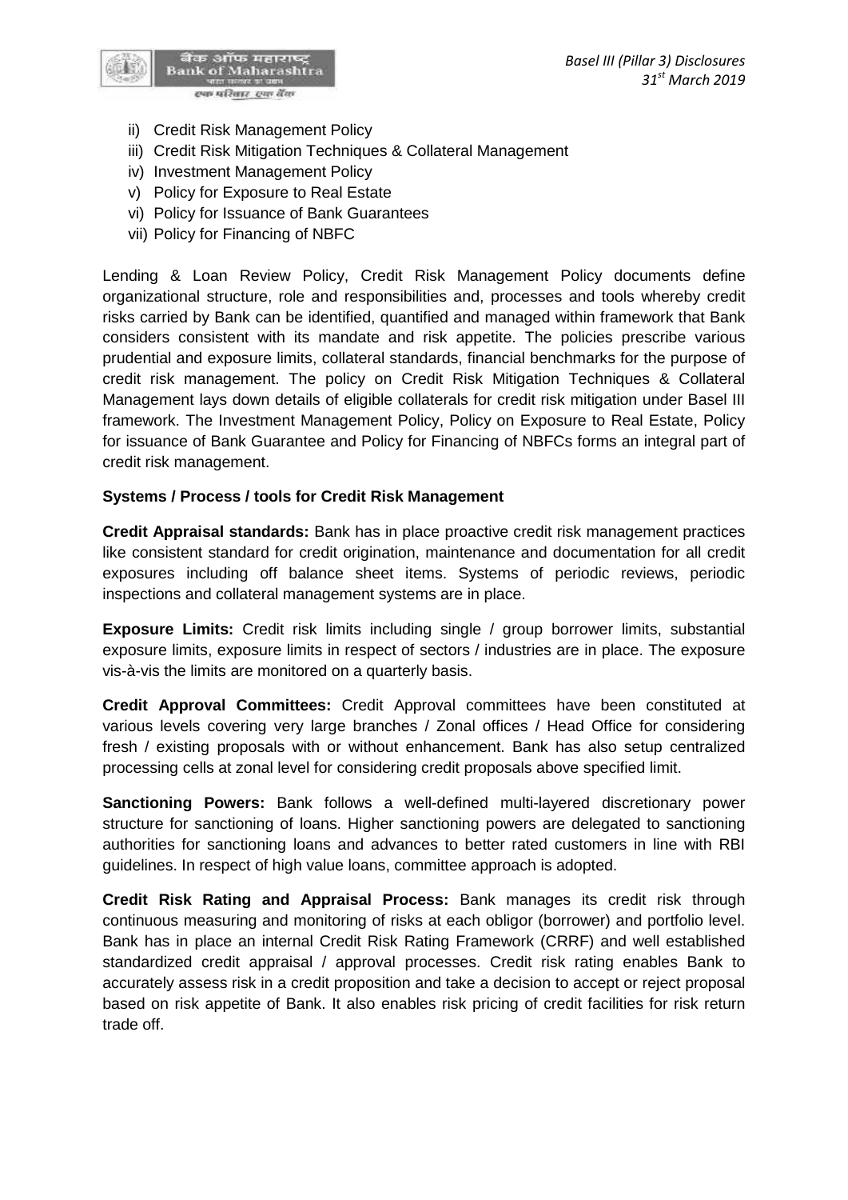ii) Credit Risk Management Policy
iii) Credit Risk Mitigation Techniques & Collateral Management
iv) Investment Management Policy
v) Policy for Exposure to Real Estate
vi) Policy for Issuance of Bank Guarantees
vii) Policy for Financing of NBFC

Lending & Loan Review Policy, Credit Risk Management Policy documents define organizational structure, role and responsibilities and, processes and tools whereby credit risks carried by Bank can be identified, quantified and managed within framework that Bank considers consistent with its mandate and risk appetite. The policies prescribe various prudential and exposure limits, collateral standards, financial benchmarks for the purpose of credit risk management. The policy on Credit Risk Mitigation Techniques & Collateral Management lays down details of eligible collaterals for credit risk mitigation under Basel III framework. The Investment Management Policy, Policy on Exposure to Real Estate, Policy for issuance of Bank Guarantee and Policy for Financing of NBFCs forms an integral part of credit risk management.

**Systems / Process / tools for Credit Risk Management**

**Credit Appraisal standards:** Bank has in place proactive credit risk management practices like consistent standard for credit origination, maintenance and documentation for all credit exposures including off balance sheet items. Systems of periodic reviews, periodic inspections and collateral management systems are in place.

**Exposure Limits:** Credit risk limits including single / group borrower limits, substantial exposure limits, exposure limits in respect of sectors / industries are in place. The exposure vis-à-vis the limits are monitored on a quarterly basis.

**Credit Approval Committees:** Credit Approval committees have been constituted at various levels covering very large branches / Zonal offices / Head Office for considering fresh / existing proposals with or without enhancement. Bank has also setup centralized processing cells at zonal level for considering credit proposals above specified limit.

**Sanctioning Powers:** Bank follows a well-defined multi-layered discretionary power structure for sanctioning of loans. Higher sanctioning powers are delegated to sanctioning authorities for sanctioning loans and advances to better rated customers in line with RBI guidelines. In respect of high value loans, committee approach is adopted.

**Credit Risk Rating and Appraisal Process:** Bank manages its credit risk through continuous measuring and monitoring of risks at each obligor (borrower) and portfolio level. Bank has in place an internal Credit Risk Rating Framework (CRRF) and well established standardized credit appraisal / approval processes. Credit risk rating enables Bank to accurately assess risk in a credit proposition and take a decision to accept or reject proposal based on risk appetite of Bank. It also enables risk pricing of credit facilities for risk return trade off.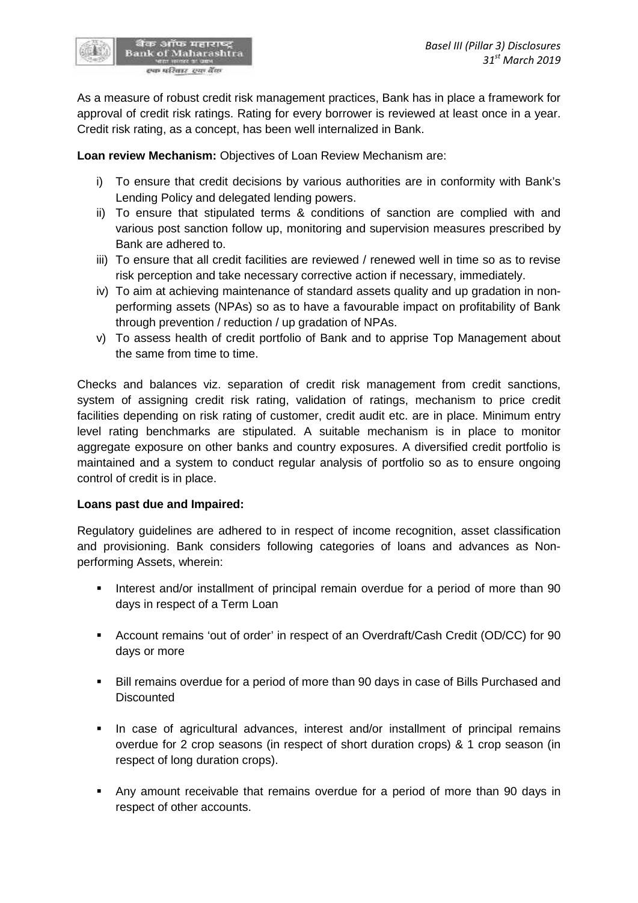As a measure of robust credit risk management practices, Bank has in place a framework for approval of credit risk ratings. Rating for every borrower is reviewed at least once in a year. Credit risk rating, as a concept, has been well internalized in Bank.

**Loan review Mechanism:** Objectives of Loan Review Mechanism are:

i) To ensure that credit decisions by various authorities are in conformity with Bank's Lending Policy and delegated lending powers.
ii) To ensure that stipulated terms & conditions of sanction are complied with and various post sanction follow up, monitoring and supervision measures prescribed by Bank are adhered to.
iii) To ensure that all credit facilities are reviewed / renewed well in time so as to revise risk perception and take necessary corrective action if necessary, immediately.
iv) To aim at achieving maintenance of standard assets quality and up gradation in non-performing assets (NPAs) so as to have a favourable impact on profitability of Bank through prevention / reduction / up gradation of NPAs.
v) To assess health of credit portfolio of Bank and to apprise Top Management about the same from time to time.

Checks and balances viz. separation of credit risk management from credit sanctions, system of assigning credit risk rating, validation of ratings, mechanism to price credit facilities depending on risk rating of customer, credit audit etc. are in place. Minimum entry level rating benchmarks are stipulated. A suitable mechanism is in place to monitor aggregate exposure on other banks and country exposures. A diversified credit portfolio is maintained and a system to conduct regular analysis of portfolio so as to ensure ongoing control of credit is in place.

**Loans past due and Impaired:**

Regulatory guidelines are adhered to in respect of income recognition, asset classification and provisioning. Bank considers following categories of loans and advances as Non-performing Assets, wherein:

- Interest and/or installment of principal remain overdue for a period of more than 90 days in respect of a Term Loan
- Account remains 'out of order' in respect of an Overdraft/Cash Credit (OD/CC) for 90 days or more
- Bill remains overdue for a period of more than 90 days in case of Bills Purchased and Discounted
- In case of agricultural advances, interest and/or installment of principal remains overdue for 2 crop seasons (in respect of short duration crops) & 1 crop season (in respect of long duration crops).
- Any amount receivable that remains overdue for a period of more than 90 days in respect of other accounts.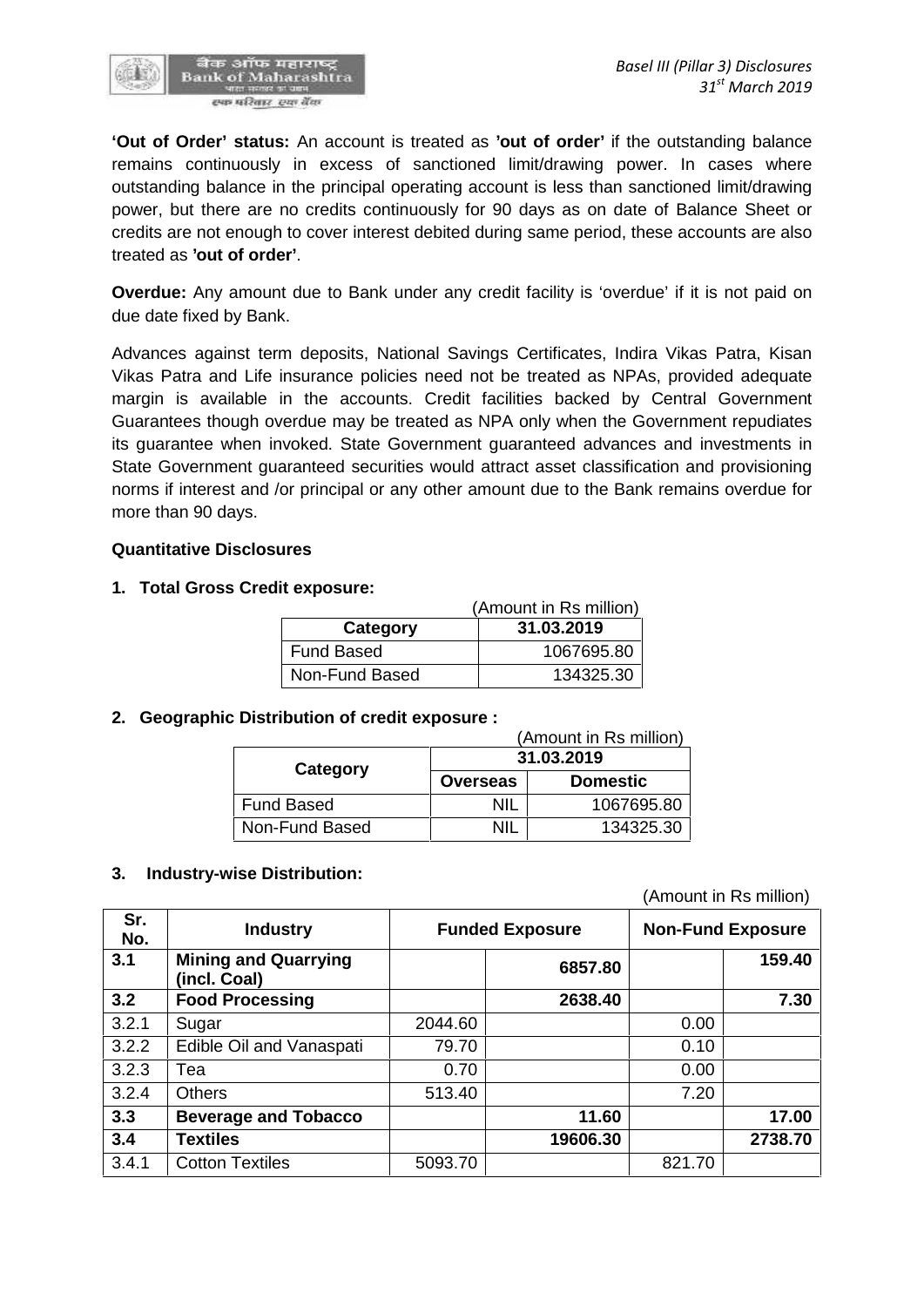**'Out of Order' status:** An account is treated as **'out of order'** if the outstanding balance remains continuously in excess of sanctioned limit/drawing power. In cases where outstanding balance in the principal operating account is less than sanctioned limit/drawing power, but there are no credits continuously for 90 days as on date of Balance Sheet or credits are not enough to cover interest debited during same period, these accounts are also treated as **'out of order'**.

**Overdue:** Any amount due to Bank under any credit facility is 'overdue' if it is not paid on due date fixed by Bank.

Advances against term deposits, National Savings Certificates, Indira Vikas Patra, Kisan Vikas Patra and Life insurance policies need not be treated as NPAs, provided adequate margin is available in the accounts. Credit facilities backed by Central Government Guarantees though overdue may be treated as NPA only when the Government repudiates its guarantee when invoked. State Government guaranteed advances and investments in State Government guaranteed securities would attract asset classification and provisioning norms if interest and /or principal or any other amount due to the Bank remains overdue for more than 90 days.

**Quantitative Disclosures**

**1. Total Gross Credit exposure:**

(Amount in Rs million)

| Category | 31.03.2019 |
|---|---|
| Fund Based | 1067695.80 |
| Non-Fund Based | 134325.30 |

**2. Geographic Distribution of credit exposure :**

(Amount in Rs million)

| Category | 31.03.2019 | |
|---|---|---|
| | Overseas | Domestic |
| Fund Based | NIL | 1067695.80 |
| Non-Fund Based | NIL | 134325.30 |

**3. Industry-wise Distribution:**

(Amount in Rs million)

| Sr. No. | Industry | Funded Exposure | | Non-Fund Exposure | |
|---|---|---|---|---|---|
| **3.1** | **Mining and Quarrying (incl. Coal)** | | **6857.80** | | **159.40** |
| **3.2** | **Food Processing** | | **2638.40** | | **7.30** |
| 3.2.1 | Sugar | 2044.60 | | 0.00 | |
| 3.2.2 | Edible Oil and Vanaspati | 79.70 | | 0.10 | |
| 3.2.3 | Tea | 0.70 | | 0.00 | |
| 3.2.4 | Others | 513.40 | | 7.20 | |
| **3.3** | **Beverage and Tobacco** | | **11.60** | | **17.00** |
| **3.4** | **Textiles** | | **19606.30** | | **2738.70** |
| 3.4.1 | Cotton Textiles | 5093.70 | | 821.70 | |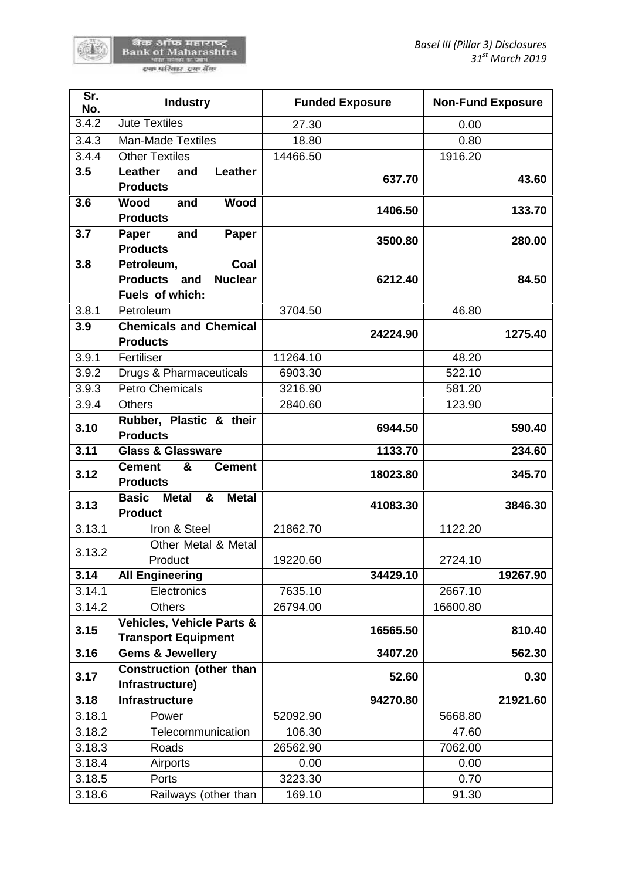| Sr. No. | Industry | Funded Exposure | | Non-Fund Exposure | |
|---|---|---|---|---|---|
| 3.4.2 | Jute Textiles | 27.30 | | 0.00 | |
| 3.4.3 | Man-Made Textiles | 18.80 | | 0.80 | |
| 3.4.4 | Other Textiles | 14466.50 | | 1916.20 | |
| **3.5** | **Leather and Leather Products** | | **637.70** | | **43.60** |
| **3.6** | **Wood and Wood Products** | | **1406.50** | | **133.70** |
| **3.7** | **Paper and Paper Products** | | **3500.80** | | **280.00** |
| **3.8** | **Petroleum, Coal Products and Nuclear Fuels of which:** | | **6212.40** | | **84.50** |
| 3.8.1 | Petroleum | 3704.50 | | 46.80 | |
| **3.9** | **Chemicals and Chemical Products** | | **24224.90** | | **1275.40** |
| 3.9.1 | Fertiliser | 11264.10 | | 48.20 | |
| 3.9.2 | Drugs & Pharmaceuticals | 6903.30 | | 522.10 | |
| 3.9.3 | Petro Chemicals | 3216.90 | | 581.20 | |
| 3.9.4 | Others | 2840.60 | | 123.90 | |
| **3.10** | **Rubber, Plastic & their Products** | | **6944.50** | | **590.40** |
| **3.11** | **Glass & Glassware** | | **1133.70** | | **234.60** |
| **3.12** | **Cement & Cement Products** | | **18023.80** | | **345.70** |
| **3.13** | **Basic Metal & Metal Product** | | **41083.30** | | **3846.30** |
| 3.13.1 | Iron & Steel | 21862.70 | | 1122.20 | |
| 3.13.2 | Other Metal & Metal Product | 19220.60 | | 2724.10 | |
| **3.14** | **All Engineering** | | **34429.10** | | **19267.90** |
| 3.14.1 | Electronics | 7635.10 | | 2667.10 | |
| 3.14.2 | Others | 26794.00 | | 16600.80 | |
| **3.15** | **Vehicles, Vehicle Parts & Transport Equipment** | | **16565.50** | | **810.40** |
| **3.16** | **Gems & Jewellery** | | **3407.20** | | **562.30** |
| **3.17** | **Construction (other than Infrastructure)** | | **52.60** | | **0.30** |
| **3.18** | **Infrastructure** | | **94270.80** | | **21921.60** |
| 3.18.1 | Power | 52092.90 | | 5668.80 | |
| 3.18.2 | Telecommunication | 106.30 | | 47.60 | |
| 3.18.3 | Roads | 26562.90 | | 7062.00 | |
| 3.18.4 | Airports | 0.00 | | 0.00 | |
| 3.18.5 | Ports | 3223.30 | | 0.70 | |
| 3.18.6 | Railways (other than | 169.10 | | 91.30 | |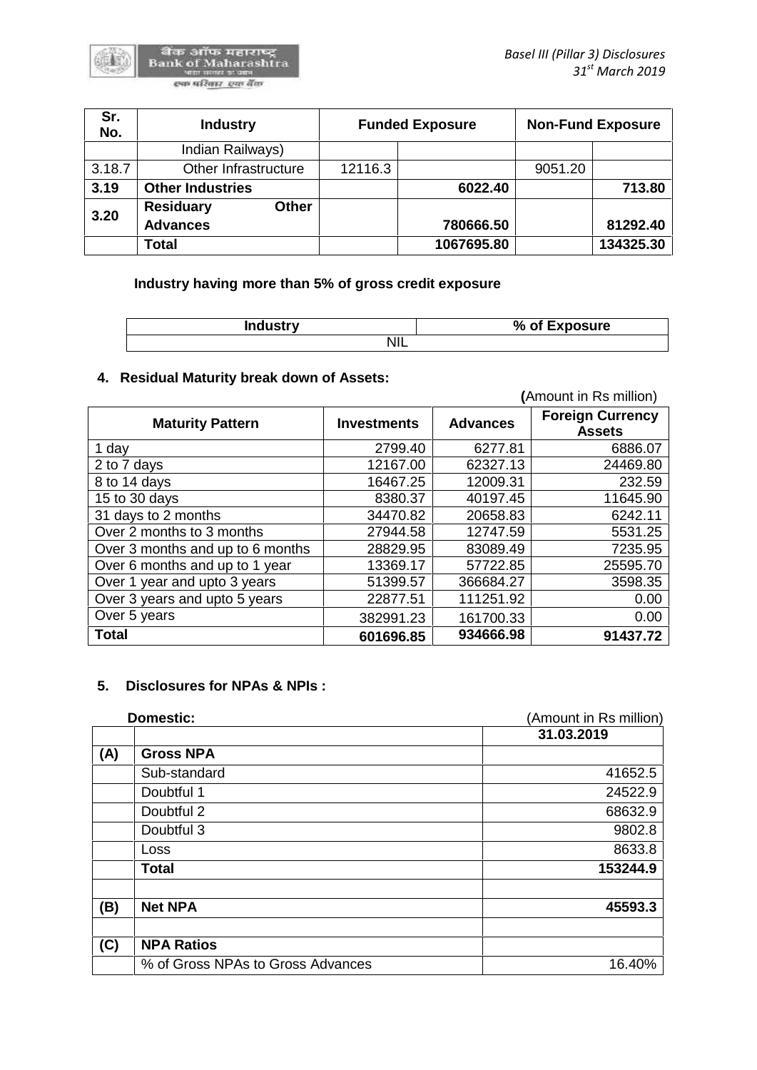| Sr. No. | Industry | Funded Exposure | | Non-Fund Exposure | |
|---|---|---|---|---|---|
| | Indian Railways) | | | | |
| 3.18.7 | Other Infrastructure | 12116.3 | | 9051.20 | |
| **3.19** | **Other Industries** | | **6022.40** | | **713.80** |
| **3.20** | **Residuary Other Advances** | | **780666.50** | | **81292.40** |
| | **Total** | | **1067695.80** | | **134325.30** |

**Industry having more than 5% of gross credit exposure**

| Industry | % of Exposure |
|---|---|
| NIL | |

## 4. Residual Maturity break down of Assets:

**(**Amount in Rs million)

| Maturity Pattern | Investments | Advances | Foreign Currency Assets |
|---|---|---|---|
| 1 day | 2799.40 | 6277.81 | 6886.07 |
| 2 to 7 days | 12167.00 | 62327.13 | 24469.80 |
| 8 to 14 days | 16467.25 | 12009.31 | 232.59 |
| 15 to 30 days | 8380.37 | 40197.45 | 11645.90 |
| 31 days to 2 months | 34470.82 | 20658.83 | 6242.11 |
| Over 2 months to 3 months | 27944.58 | 12747.59 | 5531.25 |
| Over 3 months and up to 6 months | 28829.95 | 83089.49 | 7235.95 |
| Over 6 months and up to 1 year | 13369.17 | 57722.85 | 25595.70 |
| Over 1 year and upto 3 years | 51399.57 | 366684.27 | 3598.35 |
| Over 3 years and upto 5 years | 22877.51 | 111251.92 | 0.00 |
| Over 5 years | 382991.23 | 161700.33 | 0.00 |
| **Total** | **601696.85** | **934666.98** | **91437.72** |

## 5. Disclosures for NPAs & NPIs :

**Domestic:** (Amount in Rs million)

| | | 31.03.2019 |
|---|---|---|
| **(A)** | **Gross NPA** | |
| | Sub-standard | 41652.5 |
| | Doubtful 1 | 24522.9 |
| | Doubtful 2 | 68632.9 |
| | Doubtful 3 | 9802.8 |
| | Loss | 8633.8 |
| | **Total** | **153244.9** |
| | | |
| **(B)** | **Net NPA** | **45593.3** |
| | | |
| **(C)** | **NPA Ratios** | |
| | % of Gross NPAs to Gross Advances | 16.40% |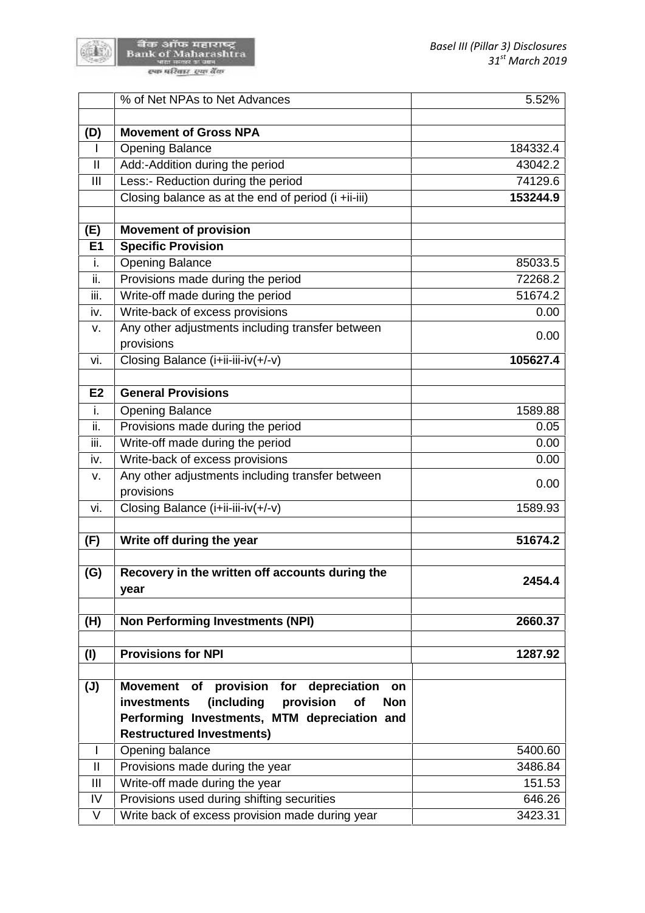|  |  |  |
|---|---|---|
|  | % of Net NPAs to Net Advances | 5.52% |
|  |  |  |
| **(D)** | **Movement of Gross NPA** |  |
| I | Opening Balance | 184332.4 |
| II | Add:-Addition during the period | 43042.2 |
| III | Less:- Reduction during the period | 74129.6 |
|  | Closing balance as at the end of period (i +ii-iii) | **153244.9** |
|  |  |  |
| **(E)** | **Movement of provision** |  |
| **E1** | **Specific Provision** |  |
| i. | Opening Balance | 85033.5 |
| ii. | Provisions made during the period | 72268.2 |
| iii. | Write-off made during the period | 51674.2 |
| iv. | Write-back of excess provisions | 0.00 |
| v. | Any other adjustments including transfer between provisions | 0.00 |
| vi. | Closing Balance (i+ii-iii-iv(+/-v) | **105627.4** |
|  |  |  |
| **E2** | **General Provisions** |  |
| i. | Opening Balance | 1589.88 |
| ii. | Provisions made during the period | 0.05 |
| iii. | Write-off made during the period | 0.00 |
| iv. | Write-back of excess provisions | 0.00 |
| v. | Any other adjustments including transfer between provisions | 0.00 |
| vi. | Closing Balance (i+ii-iii-iv(+/-v) | 1589.93 |
|  |  |  |
| **(F)** | **Write off during the year** | **51674.2** |
|  |  |  |
| **(G)** | **Recovery in the written off accounts during the year** | **2454.4** |
|  |  |  |
| **(H)** | **Non Performing Investments (NPI)** | **2660.37** |
|  |  |  |
| **(I)** | **Provisions for NPI** | **1287.92** |
|  |  |  |
| **(J)** | **Movement of provision for depreciation on investments (including provision of Non Performing Investments, MTM depreciation and Restructured Investments)** |  |
| I | Opening balance | 5400.60 |
| II | Provisions made during the year | 3486.84 |
| III | Write-off made during the year | 151.53 |
| IV | Provisions used during shifting securities | 646.26 |
| V | Write back of excess provision made during year | 3423.31 |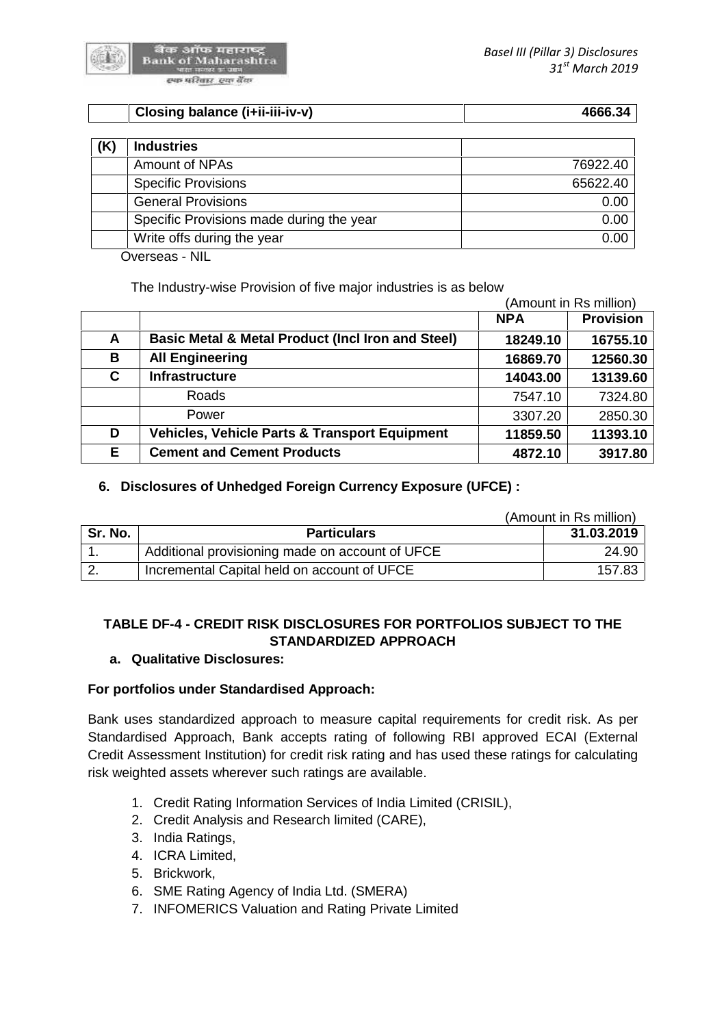| | Closing balance (i+ii-iii-iv-v) | 4666.34 |
|---|---|---|

| (K) | Industries | |
|---|---|---|
| | Amount of NPAs | 76922.40 |
| | Specific Provisions | 65622.40 |
| | General Provisions | 0.00 |
| | Specific Provisions made during the year | 0.00 |
| | Write offs during the year | 0.00 |

Overseas - NIL

The Industry-wise Provision of five major industries is as below

(Amount in Rs million)

| | | NPA | Provision |
|---|---|---|---|
| **A** | **Basic Metal & Metal Product (Incl Iron and Steel)** | **18249.10** | **16755.10** |
| **B** | **All Engineering** | **16869.70** | **12560.30** |
| **C** | **Infrastructure** | **14043.00** | **13139.60** |
| | Roads | 7547.10 | 7324.80 |
| | Power | 3307.20 | 2850.30 |
| **D** | **Vehicles, Vehicle Parts & Transport Equipment** | **11859.50** | **11393.10** |
| **E** | **Cement and Cement Products** | **4872.10** | **3917.80** |

### 6. Disclosures of Unhedged Foreign Currency Exposure (UFCE) :

(Amount in Rs million)

| Sr. No. | Particulars | 31.03.2019 |
|---|---|---|
| 1. | Additional provisioning made on account of UFCE | 24.90 |
| 2. | Incremental Capital held on account of UFCE | 157.83 |

## TABLE DF-4 - CREDIT RISK DISCLOSURES FOR PORTFOLIOS SUBJECT TO THE STANDARDIZED APPROACH

**a. Qualitative Disclosures:**

**For portfolios under Standardised Approach:**

Bank uses standardized approach to measure capital requirements for credit risk. As per Standardised Approach, Bank accepts rating of following RBI approved ECAI (External Credit Assessment Institution) for credit risk rating and has used these ratings for calculating risk weighted assets wherever such ratings are available.

1. Credit Rating Information Services of India Limited (CRISIL),
2. Credit Analysis and Research limited (CARE),
3. India Ratings,
4. ICRA Limited,
5. Brickwork,
6. SME Rating Agency of India Ltd. (SMERA)
7. INFOMERICS Valuation and Rating Private Limited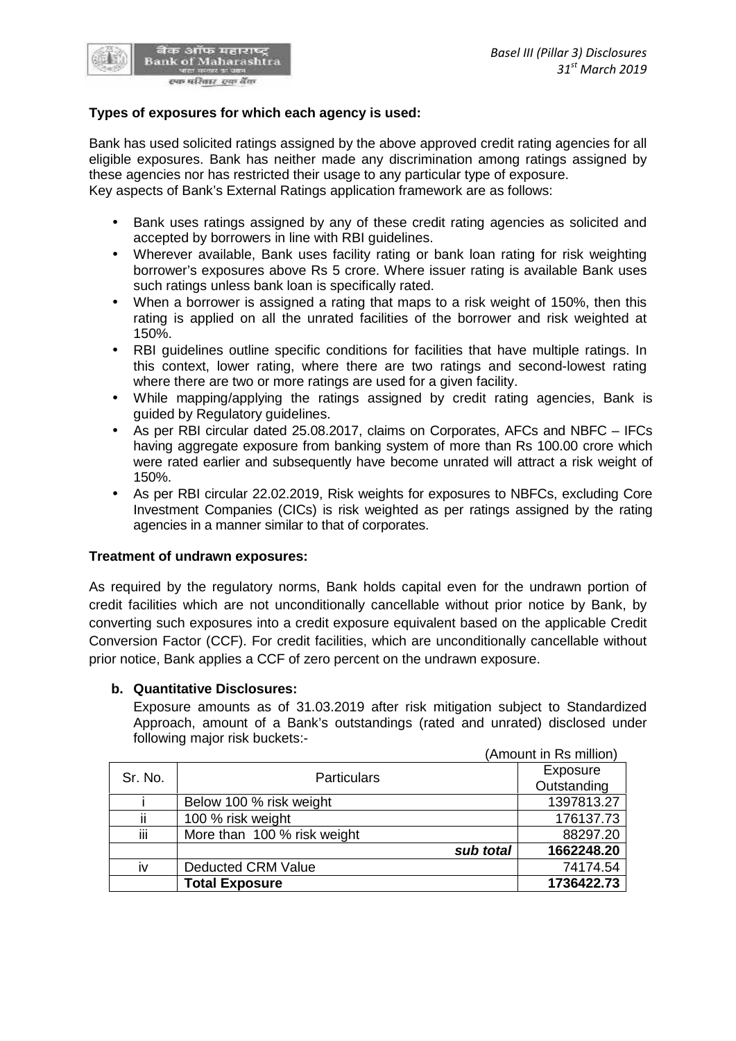**Types of exposures for which each agency is used:**

Bank has used solicited ratings assigned by the above approved credit rating agencies for all eligible exposures. Bank has neither made any discrimination among ratings assigned by these agencies nor has restricted their usage to any particular type of exposure.
Key aspects of Bank's External Ratings application framework are as follows:

- Bank uses ratings assigned by any of these credit rating agencies as solicited and accepted by borrowers in line with RBI guidelines.
- Wherever available, Bank uses facility rating or bank loan rating for risk weighting borrower's exposures above Rs 5 crore. Where issuer rating is available Bank uses such ratings unless bank loan is specifically rated.
- When a borrower is assigned a rating that maps to a risk weight of 150%, then this rating is applied on all the unrated facilities of the borrower and risk weighted at 150%.
- RBI guidelines outline specific conditions for facilities that have multiple ratings. In this context, lower rating, where there are two ratings and second-lowest rating where there are two or more ratings are used for a given facility.
- While mapping/applying the ratings assigned by credit rating agencies, Bank is guided by Regulatory guidelines.
- As per RBI circular dated 25.08.2017, claims on Corporates, AFCs and NBFC – IFCs having aggregate exposure from banking system of more than Rs 100.00 crore which were rated earlier and subsequently have become unrated will attract a risk weight of 150%.
- As per RBI circular 22.02.2019, Risk weights for exposures to NBFCs, excluding Core Investment Companies (CICs) is risk weighted as per ratings assigned by the rating agencies in a manner similar to that of corporates.

**Treatment of undrawn exposures:**

As required by the regulatory norms, Bank holds capital even for the undrawn portion of credit facilities which are not unconditionally cancellable without prior notice by Bank, by converting such exposures into a credit exposure equivalent based on the applicable Credit Conversion Factor (CCF). For credit facilities, which are unconditionally cancellable without prior notice, Bank applies a CCF of zero percent on the undrawn exposure.

**b. Quantitative Disclosures:**

Exposure amounts as of 31.03.2019 after risk mitigation subject to Standardized Approach, amount of a Bank's outstandings (rated and unrated) disclosed under following major risk buckets:-

(Amount in Rs million)

| Sr. No. | Particulars | Exposure Outstanding |
|---|---|---|
| i | Below 100 % risk weight | 1397813.27 |
| ii | 100 % risk weight | 176137.73 |
| iii | More than 100 % risk weight | 88297.20 |
| | ***sub total*** | **1662248.20** |
| iv | Deducted CRM Value | 74174.54 |
| | **Total Exposure** | **1736422.73** |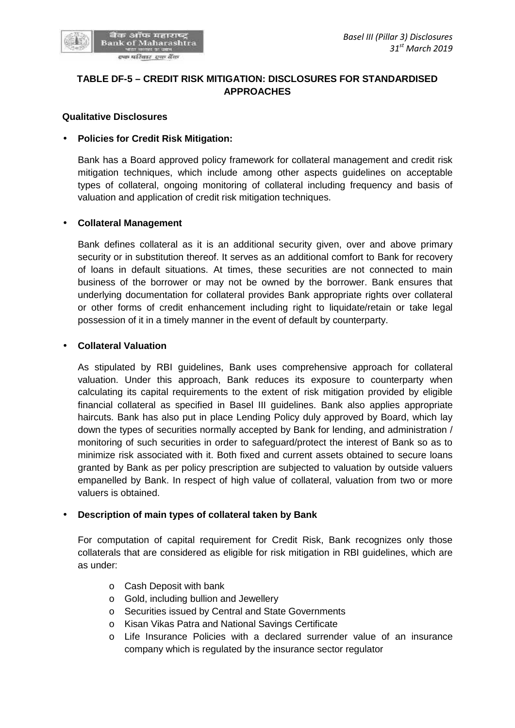## TABLE DF-5 – CREDIT RISK MITIGATION: DISCLOSURES FOR STANDARDISED APPROACHES

**Qualitative Disclosures**

- **Policies for Credit Risk Mitigation:**

  Bank has a Board approved policy framework for collateral management and credit risk mitigation techniques, which include among other aspects guidelines on acceptable types of collateral, ongoing monitoring of collateral including frequency and basis of valuation and application of credit risk mitigation techniques.

- **Collateral Management**

  Bank defines collateral as it is an additional security given, over and above primary security or in substitution thereof. It serves as an additional comfort to Bank for recovery of loans in default situations. At times, these securities are not connected to main business of the borrower or may not be owned by the borrower. Bank ensures that underlying documentation for collateral provides Bank appropriate rights over collateral or other forms of credit enhancement including right to liquidate/retain or take legal possession of it in a timely manner in the event of default by counterparty.

- **Collateral Valuation**

  As stipulated by RBI guidelines, Bank uses comprehensive approach for collateral valuation. Under this approach, Bank reduces its exposure to counterparty when calculating its capital requirements to the extent of risk mitigation provided by eligible financial collateral as specified in Basel III guidelines. Bank also applies appropriate haircuts. Bank has also put in place Lending Policy duly approved by Board, which lay down the types of securities normally accepted by Bank for lending, and administration / monitoring of such securities in order to safeguard/protect the interest of Bank so as to minimize risk associated with it. Both fixed and current assets obtained to secure loans granted by Bank as per policy prescription are subjected to valuation by outside valuers empanelled by Bank. In respect of high value of collateral, valuation from two or more valuers is obtained.

- **Description of main types of collateral taken by Bank**

  For computation of capital requirement for Credit Risk, Bank recognizes only those collaterals that are considered as eligible for risk mitigation in RBI guidelines, which are as under:

  - Cash Deposit with bank
  - Gold, including bullion and Jewellery
  - Securities issued by Central and State Governments
  - Kisan Vikas Patra and National Savings Certificate
  - Life Insurance Policies with a declared surrender value of an insurance company which is regulated by the insurance sector regulator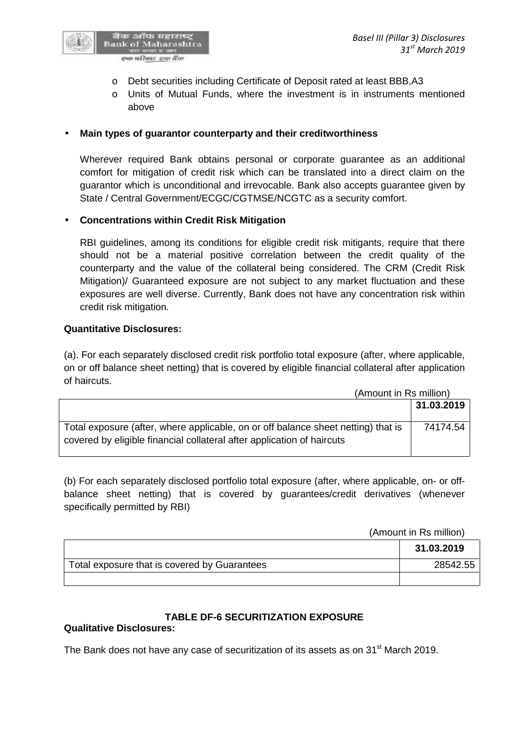- Debt securities including Certificate of Deposit rated at least BBB,A3
- Units of Mutual Funds, where the investment is in instruments mentioned above

- **Main types of guarantor counterparty and their creditworthiness**

  Wherever required Bank obtains personal or corporate guarantee as an additional comfort for mitigation of credit risk which can be translated into a direct claim on the guarantor which is unconditional and irrevocable. Bank also accepts guarantee given by State / Central Government/ECGC/CGTMSE/NCGTC as a security comfort.

- **Concentrations within Credit Risk Mitigation**

  RBI guidelines, among its conditions for eligible credit risk mitigants, require that there should not be a material positive correlation between the credit quality of the counterparty and the value of the collateral being considered. The CRM (Credit Risk Mitigation)/ Guaranteed exposure are not subject to any market fluctuation and these exposures are well diverse. Currently, Bank does not have any concentration risk within credit risk mitigation.

**Quantitative Disclosures:**

(a). For each separately disclosed credit risk portfolio total exposure (after, where applicable, on or off balance sheet netting) that is covered by eligible financial collateral after application of haircuts.

(Amount in Rs million)

| | 31.03.2019 |
|---|---|
| Total exposure (after, where applicable, on or off balance sheet netting) that is covered by eligible financial collateral after application of haircuts | 74174.54 |

(b) For each separately disclosed portfolio total exposure (after, where applicable, on- or off-balance sheet netting) that is covered by guarantees/credit derivatives (whenever specifically permitted by RBI)

(Amount in Rs million)

| | 31.03.2019 |
|---|---|
| Total exposure that is covered by Guarantees | 28542.55 |
| | |

## TABLE DF-6 SECURITIZATION EXPOSURE

**Qualitative Disclosures:**

The Bank does not have any case of securitization of its assets as on 31st March 2019.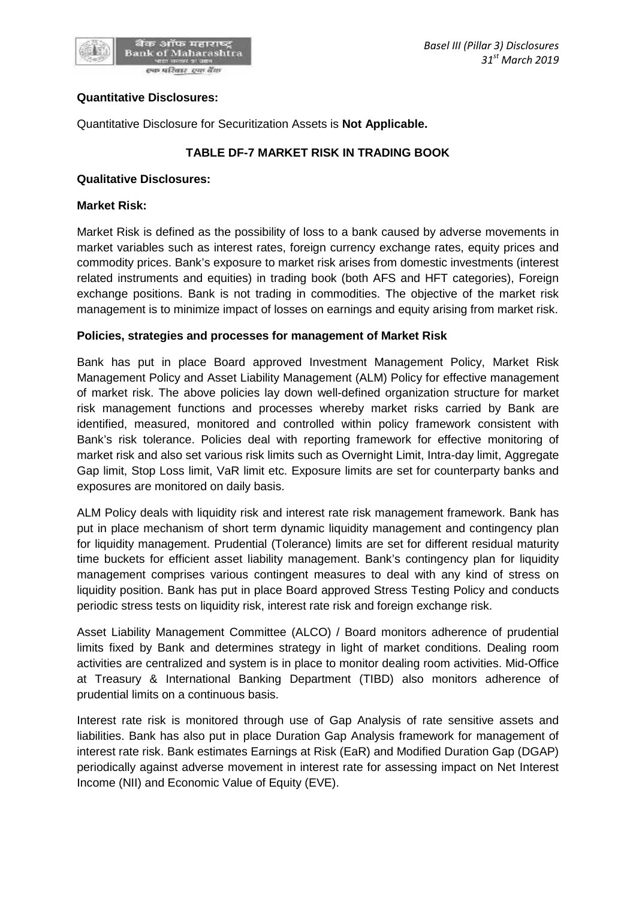**Quantitative Disclosures:**

Quantitative Disclosure for Securitization Assets is **Not Applicable.**

## TABLE DF-7 MARKET RISK IN TRADING BOOK

**Qualitative Disclosures:**

**Market Risk:**

Market Risk is defined as the possibility of loss to a bank caused by adverse movements in market variables such as interest rates, foreign currency exchange rates, equity prices and commodity prices. Bank's exposure to market risk arises from domestic investments (interest related instruments and equities) in trading book (both AFS and HFT categories), Foreign exchange positions. Bank is not trading in commodities. The objective of the market risk management is to minimize impact of losses on earnings and equity arising from market risk.

**Policies, strategies and processes for management of Market Risk**

Bank has put in place Board approved Investment Management Policy, Market Risk Management Policy and Asset Liability Management (ALM) Policy for effective management of market risk. The above policies lay down well-defined organization structure for market risk management functions and processes whereby market risks carried by Bank are identified, measured, monitored and controlled within policy framework consistent with Bank's risk tolerance. Policies deal with reporting framework for effective monitoring of market risk and also set various risk limits such as Overnight Limit, Intra-day limit, Aggregate Gap limit, Stop Loss limit, VaR limit etc. Exposure limits are set for counterparty banks and exposures are monitored on daily basis.

ALM Policy deals with liquidity risk and interest rate risk management framework. Bank has put in place mechanism of short term dynamic liquidity management and contingency plan for liquidity management. Prudential (Tolerance) limits are set for different residual maturity time buckets for efficient asset liability management. Bank's contingency plan for liquidity management comprises various contingent measures to deal with any kind of stress on liquidity position. Bank has put in place Board approved Stress Testing Policy and conducts periodic stress tests on liquidity risk, interest rate risk and foreign exchange risk.

Asset Liability Management Committee (ALCO) / Board monitors adherence of prudential limits fixed by Bank and determines strategy in light of market conditions. Dealing room activities are centralized and system is in place to monitor dealing room activities. Mid-Office at Treasury & International Banking Department (TIBD) also monitors adherence of prudential limits on a continuous basis.

Interest rate risk is monitored through use of Gap Analysis of rate sensitive assets and liabilities. Bank has also put in place Duration Gap Analysis framework for management of interest rate risk. Bank estimates Earnings at Risk (EaR) and Modified Duration Gap (DGAP) periodically against adverse movement in interest rate for assessing impact on Net Interest Income (NII) and Economic Value of Equity (EVE).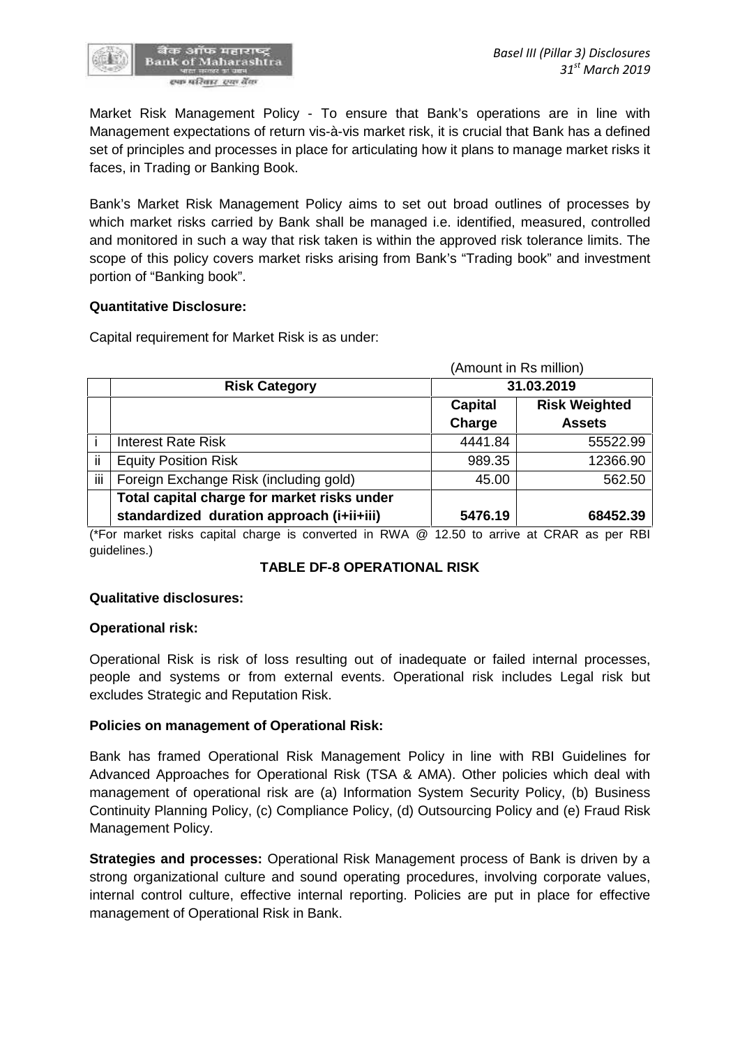Market Risk Management Policy - To ensure that Bank's operations are in line with Management expectations of return vis-à-vis market risk, it is crucial that Bank has a defined set of principles and processes in place for articulating how it plans to manage market risks it faces, in Trading or Banking Book.

Bank's Market Risk Management Policy aims to set out broad outlines of processes by which market risks carried by Bank shall be managed i.e. identified, measured, controlled and monitored in such a way that risk taken is within the approved risk tolerance limits. The scope of this policy covers market risks arising from Bank's "Trading book" and investment portion of "Banking book".

**Quantitative Disclosure:**

Capital requirement for Market Risk is as under:

(Amount in Rs million)

| | Risk Category | 31.03.2019 | |
|---|---|---|---|
| | | Capital Charge | Risk Weighted Assets |
| i | Interest Rate Risk | 4441.84 | 55522.99 |
| ii | Equity Position Risk | 989.35 | 12366.90 |
| iii | Foreign Exchange Risk (including gold) | 45.00 | 562.50 |
| | **Total capital charge for market risks under standardized duration approach (i+ii+iii)** | **5476.19** | **68452.39** |

(*For market risks capital charge is converted in RWA @ 12.50 to arrive at CRAR as per RBI guidelines.)

## TABLE DF-8 OPERATIONAL RISK

**Qualitative disclosures:**

**Operational risk:**

Operational Risk is risk of loss resulting out of inadequate or failed internal processes, people and systems or from external events. Operational risk includes Legal risk but excludes Strategic and Reputation Risk.

**Policies on management of Operational Risk:**

Bank has framed Operational Risk Management Policy in line with RBI Guidelines for Advanced Approaches for Operational Risk (TSA & AMA). Other policies which deal with management of operational risk are (a) Information System Security Policy, (b) Business Continuity Planning Policy, (c) Compliance Policy, (d) Outsourcing Policy and (e) Fraud Risk Management Policy.

**Strategies and processes:** Operational Risk Management process of Bank is driven by a strong organizational culture and sound operating procedures, involving corporate values, internal control culture, effective internal reporting. Policies are put in place for effective management of Operational Risk in Bank.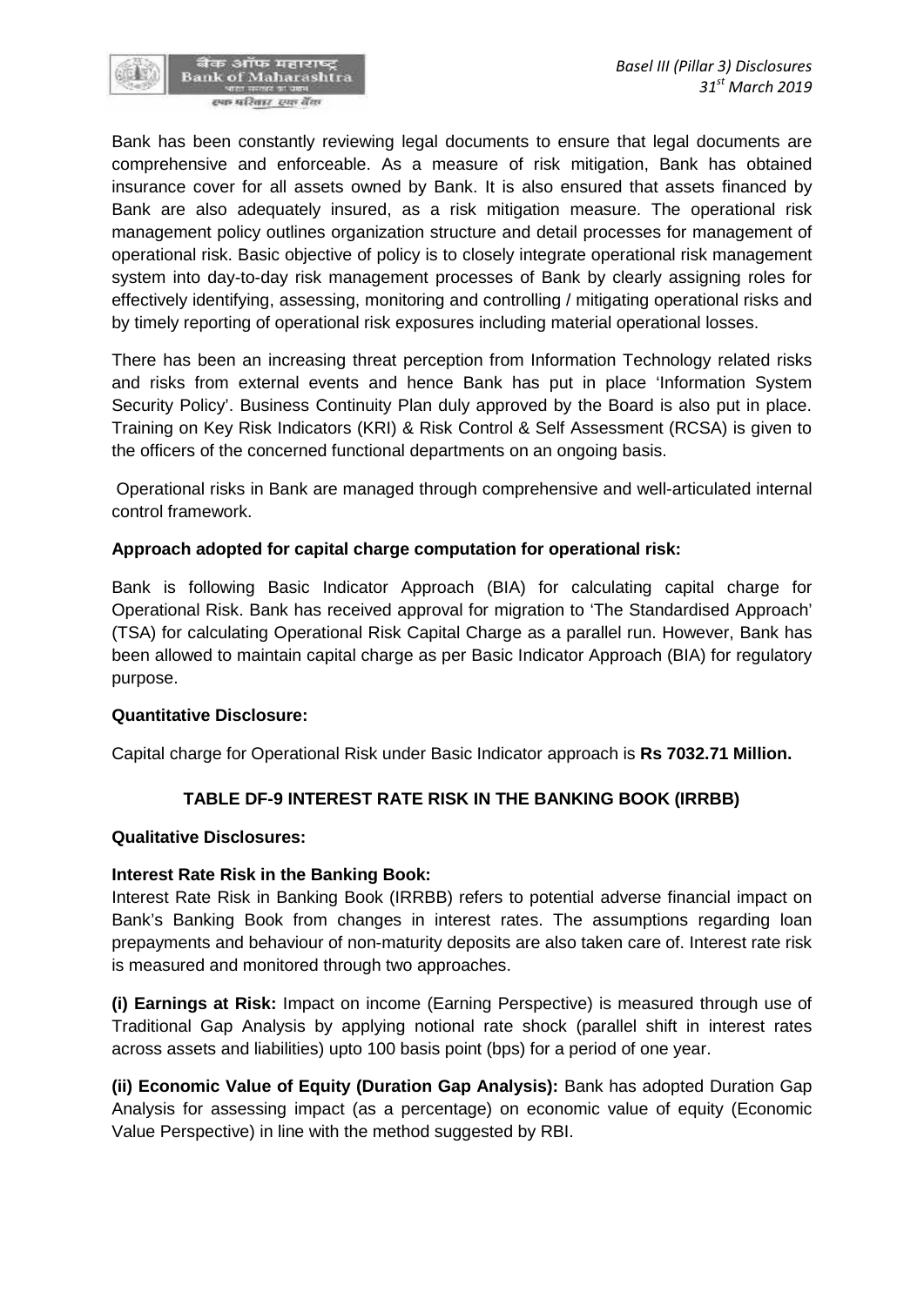Bank has been constantly reviewing legal documents to ensure that legal documents are comprehensive and enforceable. As a measure of risk mitigation, Bank has obtained insurance cover for all assets owned by Bank. It is also ensured that assets financed by Bank are also adequately insured, as a risk mitigation measure. The operational risk management policy outlines organization structure and detail processes for management of operational risk. Basic objective of policy is to closely integrate operational risk management system into day-to-day risk management processes of Bank by clearly assigning roles for effectively identifying, assessing, monitoring and controlling / mitigating operational risks and by timely reporting of operational risk exposures including material operational losses.

There has been an increasing threat perception from Information Technology related risks and risks from external events and hence Bank has put in place 'Information System Security Policy'. Business Continuity Plan duly approved by the Board is also put in place. Training on Key Risk Indicators (KRI) & Risk Control & Self Assessment (RCSA) is given to the officers of the concerned functional departments on an ongoing basis.

Operational risks in Bank are managed through comprehensive and well-articulated internal control framework.

**Approach adopted for capital charge computation for operational risk:**

Bank is following Basic Indicator Approach (BIA) for calculating capital charge for Operational Risk. Bank has received approval for migration to 'The Standardised Approach' (TSA) for calculating Operational Risk Capital Charge as a parallel run. However, Bank has been allowed to maintain capital charge as per Basic Indicator Approach (BIA) for regulatory purpose.

**Quantitative Disclosure:**

Capital charge for Operational Risk under Basic Indicator approach is **Rs 7032.71 Million.**

## TABLE DF-9 INTEREST RATE RISK IN THE BANKING BOOK (IRRBB)

**Qualitative Disclosures:**

**Interest Rate Risk in the Banking Book:**

Interest Rate Risk in Banking Book (IRRBB) refers to potential adverse financial impact on Bank's Banking Book from changes in interest rates. The assumptions regarding loan prepayments and behaviour of non-maturity deposits are also taken care of. Interest rate risk is measured and monitored through two approaches.

**(i) Earnings at Risk:** Impact on income (Earning Perspective) is measured through use of Traditional Gap Analysis by applying notional rate shock (parallel shift in interest rates across assets and liabilities) upto 100 basis point (bps) for a period of one year.

**(ii) Economic Value of Equity (Duration Gap Analysis):** Bank has adopted Duration Gap Analysis for assessing impact (as a percentage) on economic value of equity (Economic Value Perspective) in line with the method suggested by RBI.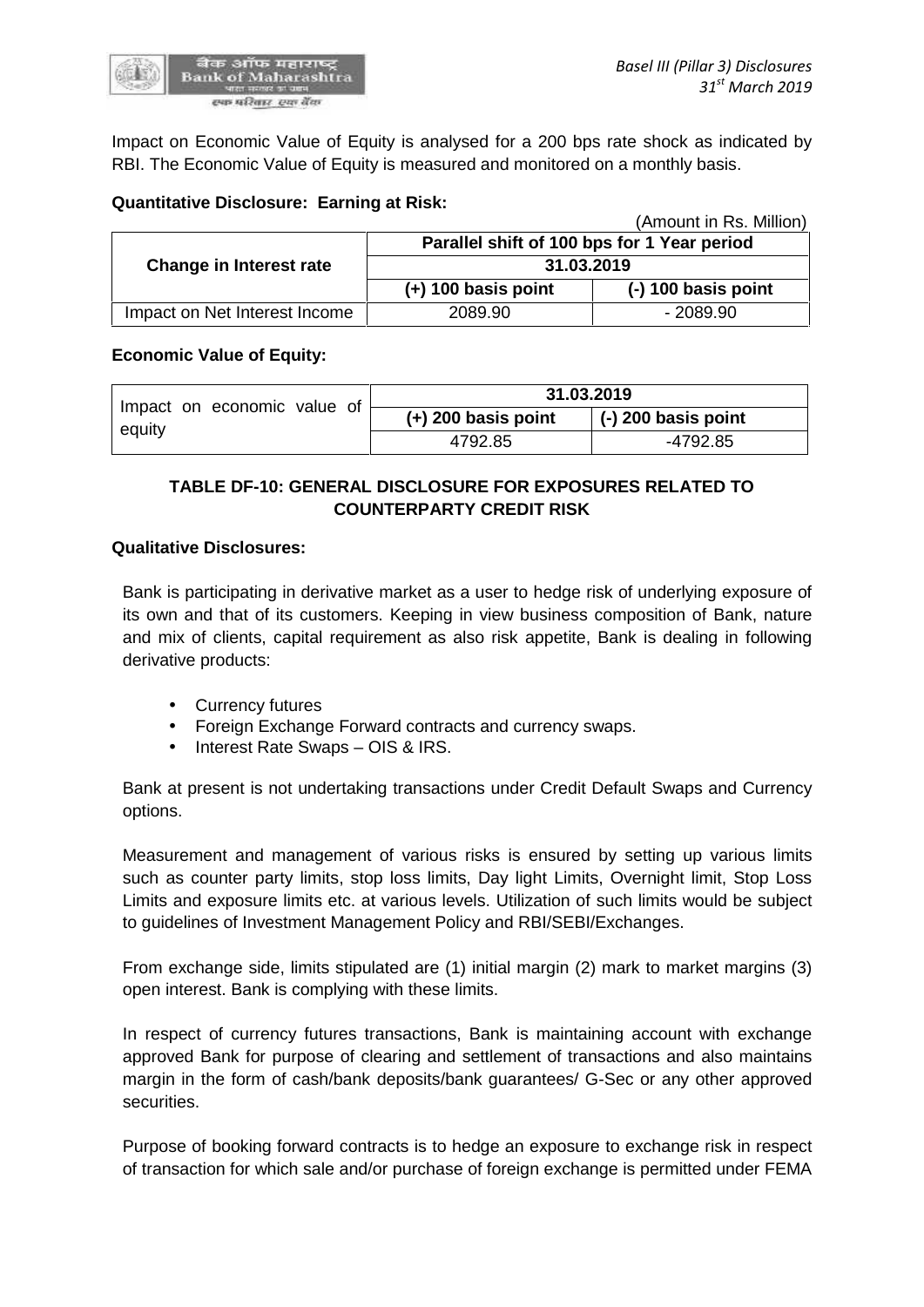Impact on Economic Value of Equity is analysed for a 200 bps rate shock as indicated by RBI. The Economic Value of Equity is measured and monitored on a monthly basis.

**Quantitative Disclosure: Earning at Risk:**

(Amount in Rs. Million)

| **Change in Interest rate** | **Parallel shift of 100 bps for 1 Year period** | |
|---|---|---|
| | **31.03.2019** | |
| | **(+) 100 basis point** | **(-) 100 basis point** |
| Impact on Net Interest Income | 2089.90 | - 2089.90 |

**Economic Value of Equity:**

| Impact on economic value of equity | **31.03.2019** | |
|---|---|---|
| | **(+) 200 basis point** | **(-) 200 basis point** |
| | 4792.85 | -4792.85 |

**TABLE DF-10: GENERAL DISCLOSURE FOR EXPOSURES RELATED TO COUNTERPARTY CREDIT RISK**

**Qualitative Disclosures:**

Bank is participating in derivative market as a user to hedge risk of underlying exposure of its own and that of its customers. Keeping in view business composition of Bank, nature and mix of clients, capital requirement as also risk appetite, Bank is dealing in following derivative products:

- Currency futures
- Foreign Exchange Forward contracts and currency swaps.
- Interest Rate Swaps – OIS & IRS.

Bank at present is not undertaking transactions under Credit Default Swaps and Currency options.

Measurement and management of various risks is ensured by setting up various limits such as counter party limits, stop loss limits, Day light Limits, Overnight limit, Stop Loss Limits and exposure limits etc. at various levels. Utilization of such limits would be subject to guidelines of Investment Management Policy and RBI/SEBI/Exchanges.

From exchange side, limits stipulated are (1) initial margin (2) mark to market margins (3) open interest. Bank is complying with these limits.

In respect of currency futures transactions, Bank is maintaining account with exchange approved Bank for purpose of clearing and settlement of transactions and also maintains margin in the form of cash/bank deposits/bank guarantees/ G-Sec or any other approved securities.

Purpose of booking forward contracts is to hedge an exposure to exchange risk in respect of transaction for which sale and/or purchase of foreign exchange is permitted under FEMA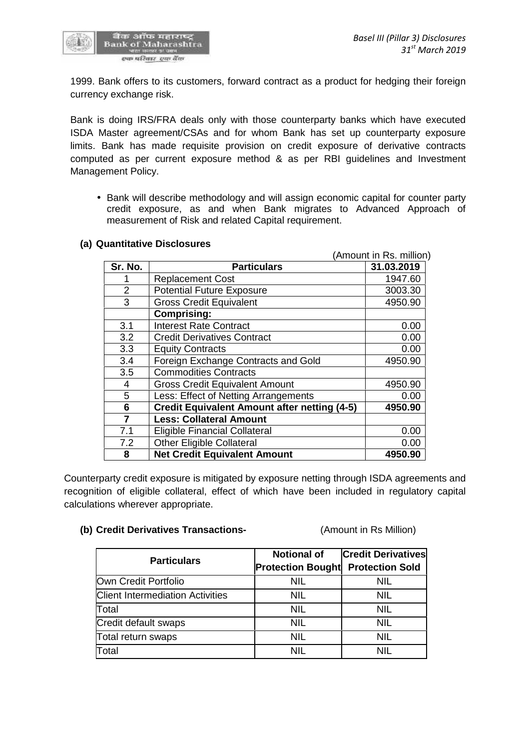1999. Bank offers to its customers, forward contract as a product for hedging their foreign currency exchange risk.

Bank is doing IRS/FRA deals only with those counterparty banks which have executed ISDA Master agreement/CSAs and for whom Bank has set up counterparty exposure limits. Bank has made requisite provision on credit exposure of derivative contracts computed as per current exposure method & as per RBI guidelines and Investment Management Policy.

- Bank will describe methodology and will assign economic capital for counter party credit exposure, as and when Bank migrates to Advanced Approach of measurement of Risk and related Capital requirement.

**(a) Quantitative Disclosures**

(Amount in Rs. million)

| Sr. No. | Particulars | 31.03.2019 |
|---|---|---|
| 1 | Replacement Cost | 1947.60 |
| 2 | Potential Future Exposure | 3003.30 |
| 3 | Gross Credit Equivalent | 4950.90 |
| | **Comprising:** | |
| 3.1 | Interest Rate Contract | 0.00 |
| 3.2 | Credit Derivatives Contract | 0.00 |
| 3.3 | Equity Contracts | 0.00 |
| 3.4 | Foreign Exchange Contracts and Gold | 4950.90 |
| 3.5 | Commodities Contracts | |
| 4 | Gross Credit Equivalent Amount | 4950.90 |
| 5 | Less: Effect of Netting Arrangements | 0.00 |
| **6** | **Credit Equivalent Amount after netting (4-5)** | **4950.90** |
| **7** | **Less: Collateral Amount** | |
| 7.1 | Eligible Financial Collateral | 0.00 |
| 7.2 | Other Eligible Collateral | 0.00 |
| **8** | **Net Credit Equivalent Amount** | **4950.90** |

Counterparty credit exposure is mitigated by exposure netting through ISDA agreements and recognition of eligible collateral, effect of which have been included in regulatory capital calculations wherever appropriate.

**(b) Credit Derivatives Transactions-** (Amount in Rs Million)

| Particulars | Notional of Protection Bought | Credit Derivatives Protection Sold |
|---|---|---|
| Own Credit Portfolio | NIL | NIL |
| Client Intermediation Activities | NIL | NIL |
| Total | NIL | NIL |
| Credit default swaps | NIL | NIL |
| Total return swaps | NIL | NIL |
| Total | NIL | NIL |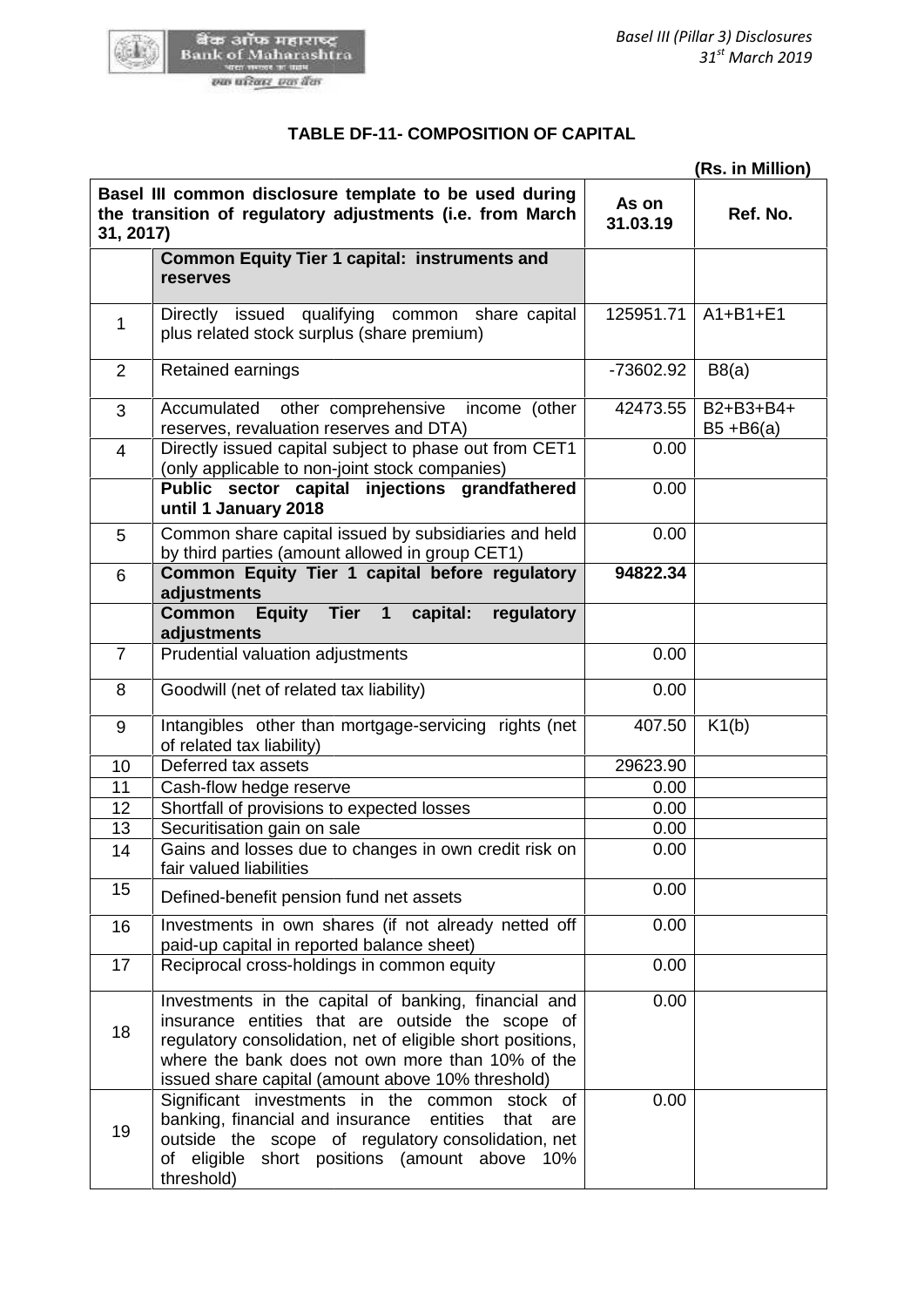## TABLE DF-11- COMPOSITION OF CAPITAL

(Rs. in Million)

| Basel III common disclosure template to be used during the transition of regulatory adjustments (i.e. from March 31, 2017) | | As on 31.03.19 | Ref. No. |
|---|---|---|---|
| | **Common Equity Tier 1 capital: instruments and reserves** | | |
| 1 | Directly issued qualifying common share capital plus related stock surplus (share premium) | 125951.71 | A1+B1+E1 |
| 2 | Retained earnings | -73602.92 | B8(a) |
| 3 | Accumulated other comprehensive income (other reserves, revaluation reserves and DTA) | 42473.55 | B2+B3+B4+ B5 +B6(a) |
| 4 | Directly issued capital subject to phase out from CET1 (only applicable to non-joint stock companies) | 0.00 | |
| | **Public sector capital injections grandfathered until 1 January 2018** | 0.00 | |
| 5 | Common share capital issued by subsidiaries and held by third parties (amount allowed in group CET1) | 0.00 | |
| 6 | **Common Equity Tier 1 capital before regulatory adjustments** | **94822.34** | |
| | **Common Equity Tier 1 capital: regulatory adjustments** | | |
| 7 | Prudential valuation adjustments | 0.00 | |
| 8 | Goodwill (net of related tax liability) | 0.00 | |
| 9 | Intangibles other than mortgage-servicing rights (net of related tax liability) | 407.50 | K1(b) |
| 10 | Deferred tax assets | 29623.90 | |
| 11 | Cash-flow hedge reserve | 0.00 | |
| 12 | Shortfall of provisions to expected losses | 0.00 | |
| 13 | Securitisation gain on sale | 0.00 | |
| 14 | Gains and losses due to changes in own credit risk on fair valued liabilities | 0.00 | |
| 15 | Defined-benefit pension fund net assets | 0.00 | |
| 16 | Investments in own shares (if not already netted off paid-up capital in reported balance sheet) | 0.00 | |
| 17 | Reciprocal cross-holdings in common equity | 0.00 | |
| 18 | Investments in the capital of banking, financial and insurance entities that are outside the scope of regulatory consolidation, net of eligible short positions, where the bank does not own more than 10% of the issued share capital (amount above 10% threshold) | 0.00 | |
| 19 | Significant investments in the common stock of banking, financial and insurance entities that are outside the scope of regulatory consolidation, net of eligible short positions (amount above 10% threshold) | 0.00 | |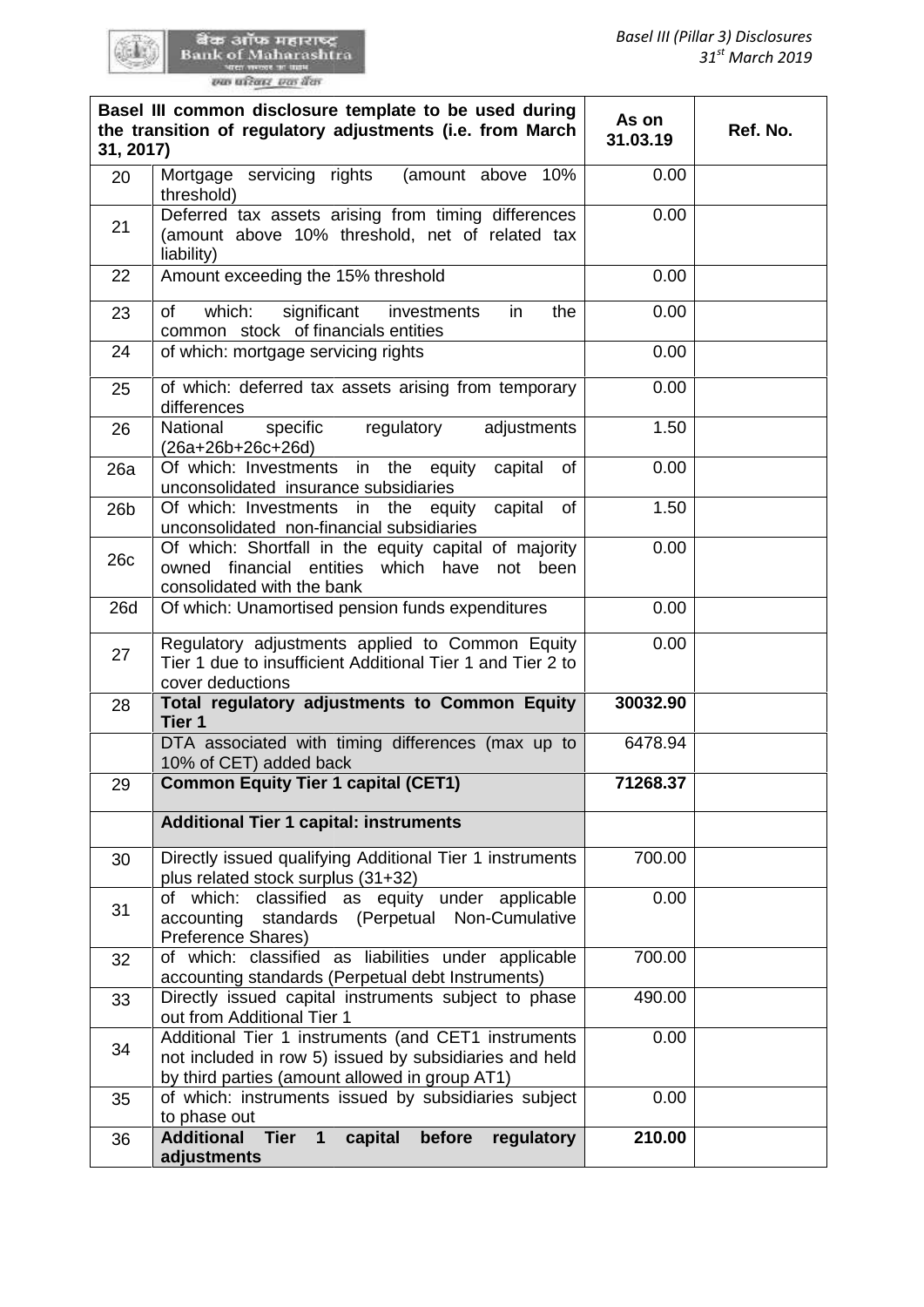| Basel III common disclosure template to be used during the transition of regulatory adjustments (i.e. from March 31, 2017) | | As on 31.03.19 | Ref. No. |
|---|---|---|---|
| 20 | Mortgage servicing rights (amount above 10% threshold) | 0.00 | |
| 21 | Deferred tax assets arising from timing differences (amount above 10% threshold, net of related tax liability) | 0.00 | |
| 22 | Amount exceeding the 15% threshold | 0.00 | |
| 23 | of which: significant investments in the common stock of financials entities | 0.00 | |
| 24 | of which: mortgage servicing rights | 0.00 | |
| 25 | of which: deferred tax assets arising from temporary differences | 0.00 | |
| 26 | National specific regulatory adjustments (26a+26b+26c+26d) | 1.50 | |
| 26a | Of which: Investments in the equity capital of unconsolidated insurance subsidiaries | 0.00 | |
| 26b | Of which: Investments in the equity capital of unconsolidated non-financial subsidiaries | 1.50 | |
| 26c | Of which: Shortfall in the equity capital of majority owned financial entities which have not been consolidated with the bank | 0.00 | |
| 26d | Of which: Unamortised pension funds expenditures | 0.00 | |
| 27 | Regulatory adjustments applied to Common Equity Tier 1 due to insufficient Additional Tier 1 and Tier 2 to cover deductions | 0.00 | |
| 28 | **Total regulatory adjustments to Common Equity Tier 1** | **30032.90** | |
| | DTA associated with timing differences (max up to 10% of CET) added back | 6478.94 | |
| 29 | **Common Equity Tier 1 capital (CET1)** | **71268.37** | |
| | **Additional Tier 1 capital: instruments** | | |
| 30 | Directly issued qualifying Additional Tier 1 instruments plus related stock surplus (31+32) | 700.00 | |
| 31 | of which: classified as equity under applicable accounting standards (Perpetual Non-Cumulative Preference Shares) | 0.00 | |
| 32 | of which: classified as liabilities under applicable accounting standards (Perpetual debt Instruments) | 700.00 | |
| 33 | Directly issued capital instruments subject to phase out from Additional Tier 1 | 490.00 | |
| 34 | Additional Tier 1 instruments (and CET1 instruments not included in row 5) issued by subsidiaries and held by third parties (amount allowed in group AT1) | 0.00 | |
| 35 | of which: instruments issued by subsidiaries subject to phase out | 0.00 | |
| 36 | **Additional Tier 1 capital before regulatory adjustments** | **210.00** | |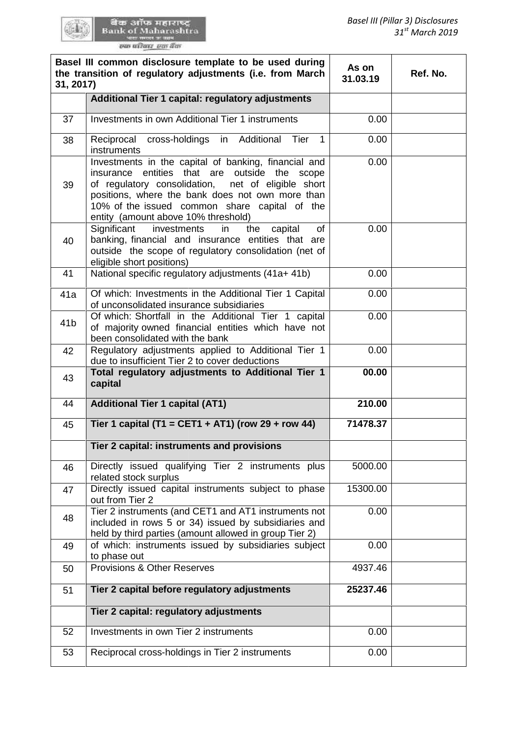| Basel III common disclosure template to be used during the transition of regulatory adjustments (i.e. from March 31, 2017) | | As on 31.03.19 | Ref. No. |
|---|---|---|---|
| | **Additional Tier 1 capital: regulatory adjustments** | | |
| 37 | Investments in own Additional Tier 1 instruments | 0.00 | |
| 38 | Reciprocal cross-holdings in Additional Tier 1 instruments | 0.00 | |
| 39 | Investments in the capital of banking, financial and insurance entities that are outside the scope of regulatory consolidation, net of eligible short positions, where the bank does not own more than 10% of the issued common share capital of the entity (amount above 10% threshold) | 0.00 | |
| 40 | Significant investments in the capital of banking, financial and insurance entities that are outside the scope of regulatory consolidation (net of eligible short positions) | 0.00 | |
| 41 | National specific regulatory adjustments (41a+ 41b) | 0.00 | |
| 41a | Of which: Investments in the Additional Tier 1 Capital of unconsolidated insurance subsidiaries | 0.00 | |
| 41b | Of which: Shortfall in the Additional Tier 1 capital of majority owned financial entities which have not been consolidated with the bank | 0.00 | |
| 42 | Regulatory adjustments applied to Additional Tier 1 due to insufficient Tier 2 to cover deductions | 0.00 | |
| 43 | **Total regulatory adjustments to Additional Tier 1 capital** | **00.00** | |
| 44 | **Additional Tier 1 capital (AT1)** | **210.00** | |
| 45 | **Tier 1 capital (T1 = CET1 + AT1) (row 29 + row 44)** | **71478.37** | |
| | **Tier 2 capital: instruments and provisions** | | |
| 46 | Directly issued qualifying Tier 2 instruments plus related stock surplus | 5000.00 | |
| 47 | Directly issued capital instruments subject to phase out from Tier 2 | 15300.00 | |
| 48 | Tier 2 instruments (and CET1 and AT1 instruments not included in rows 5 or 34) issued by subsidiaries and held by third parties (amount allowed in group Tier 2) | 0.00 | |
| 49 | of which: instruments issued by subsidiaries subject to phase out | 0.00 | |
| 50 | Provisions & Other Reserves | 4937.46 | |
| 51 | **Tier 2 capital before regulatory adjustments** | **25237.46** | |
| | **Tier 2 capital: regulatory adjustments** | | |
| 52 | Investments in own Tier 2 instruments | 0.00 | |
| 53 | Reciprocal cross-holdings in Tier 2 instruments | 0.00 | |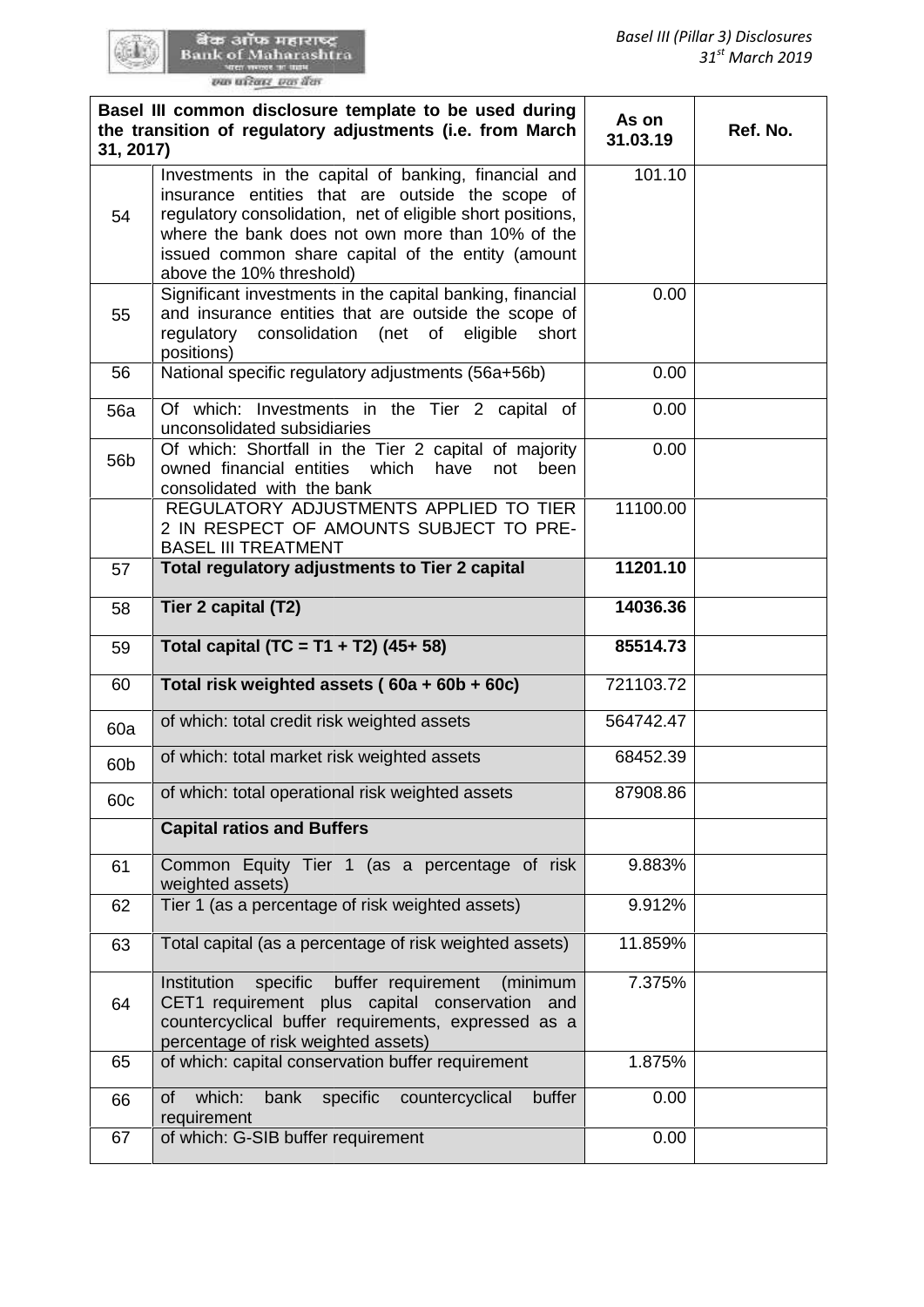| Basel III common disclosure template to be used during the transition of regulatory adjustments (i.e. from March 31, 2017) | | As on 31.03.19 | Ref. No. |
|---|---|---|---|
| 54 | Investments in the capital of banking, financial and insurance entities that are outside the scope of regulatory consolidation, net of eligible short positions, where the bank does not own more than 10% of the issued common share capital of the entity (amount above the 10% threshold) | 101.10 | |
| 55 | Significant investments in the capital banking, financial and insurance entities that are outside the scope of regulatory consolidation (net of eligible short positions) | 0.00 | |
| 56 | National specific regulatory adjustments (56a+56b) | 0.00 | |
| 56a | Of which: Investments in the Tier 2 capital of unconsolidated subsidiaries | 0.00 | |
| 56b | Of which: Shortfall in the Tier 2 capital of majority owned financial entities which have not been consolidated with the bank | 0.00 | |
| | REGULATORY ADJUSTMENTS APPLIED TO TIER 2 IN RESPECT OF AMOUNTS SUBJECT TO PRE-BASEL III TREATMENT | 11100.00 | |
| 57 | **Total regulatory adjustments to Tier 2 capital** | **11201.10** | |
| 58 | **Tier 2 capital (T2)** | **14036.36** | |
| 59 | **Total capital (TC = T1 + T2) (45+ 58)** | **85514.73** | |
| 60 | **Total risk weighted assets ( 60a + 60b + 60c)** | 721103.72 | |
| 60a | of which: total credit risk weighted assets | 564742.47 | |
| 60b | of which: total market risk weighted assets | 68452.39 | |
| 60c | of which: total operational risk weighted assets | 87908.86 | |
| | **Capital ratios and Buffers** | | |
| 61 | Common Equity Tier 1 (as a percentage of risk weighted assets) | 9.883% | |
| 62 | Tier 1 (as a percentage of risk weighted assets) | 9.912% | |
| 63 | Total capital (as a percentage of risk weighted assets) | 11.859% | |
| 64 | Institution specific buffer requirement (minimum CET1 requirement plus capital conservation and countercyclical buffer requirements, expressed as a percentage of risk weighted assets) | 7.375% | |
| 65 | of which: capital conservation buffer requirement | 1.875% | |
| 66 | of which: bank specific countercyclical buffer requirement | 0.00 | |
| 67 | of which: G-SIB buffer requirement | 0.00 | |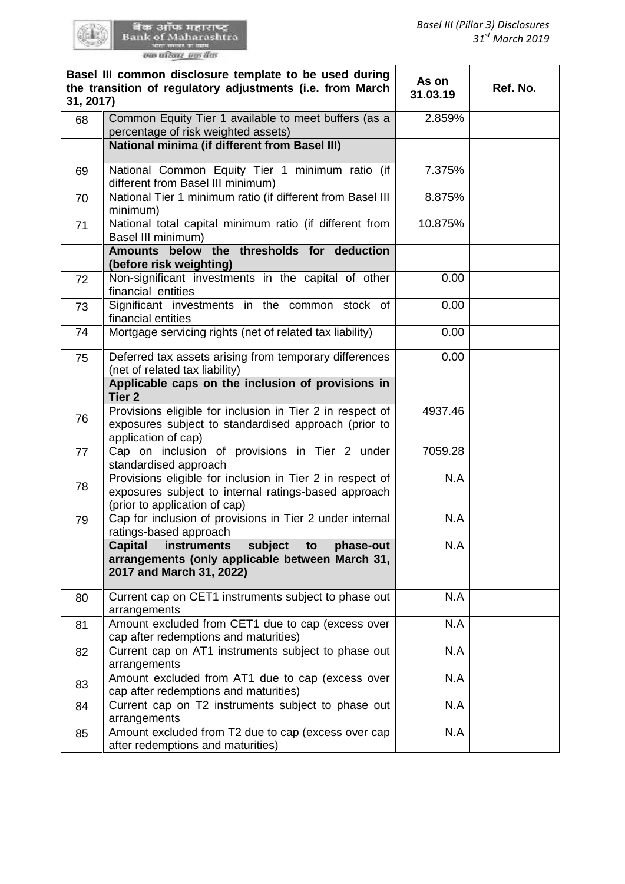| Basel III common disclosure template to be used during the transition of regulatory adjustments (i.e. from March 31, 2017) | | As on 31.03.19 | Ref. No. |
|---|---|---|---|
| 68 | Common Equity Tier 1 available to meet buffers (as a percentage of risk weighted assets) | 2.859% | |
| | **National minima (if different from Basel III)** | | |
| 69 | National Common Equity Tier 1 minimum ratio (if different from Basel III minimum) | 7.375% | |
| 70 | National Tier 1 minimum ratio (if different from Basel III minimum) | 8.875% | |
| 71 | National total capital minimum ratio (if different from Basel III minimum) | 10.875% | |
| | **Amounts below the thresholds for deduction (before risk weighting)** | | |
| 72 | Non-significant investments in the capital of other financial entities | 0.00 | |
| 73 | Significant investments in the common stock of financial entities | 0.00 | |
| 74 | Mortgage servicing rights (net of related tax liability) | 0.00 | |
| 75 | Deferred tax assets arising from temporary differences (net of related tax liability) | 0.00 | |
| | **Applicable caps on the inclusion of provisions in Tier 2** | | |
| 76 | Provisions eligible for inclusion in Tier 2 in respect of exposures subject to standardised approach (prior to application of cap) | 4937.46 | |
| 77 | Cap on inclusion of provisions in Tier 2 under standardised approach | 7059.28 | |
| 78 | Provisions eligible for inclusion in Tier 2 in respect of exposures subject to internal ratings-based approach (prior to application of cap) | N.A | |
| 79 | Cap for inclusion of provisions in Tier 2 under internal ratings-based approach | N.A | |
| | **Capital instruments subject to phase-out arrangements (only applicable between March 31, 2017 and March 31, 2022)** | N.A | |
| 80 | Current cap on CET1 instruments subject to phase out arrangements | N.A | |
| 81 | Amount excluded from CET1 due to cap (excess over cap after redemptions and maturities) | N.A | |
| 82 | Current cap on AT1 instruments subject to phase out arrangements | N.A | |
| 83 | Amount excluded from AT1 due to cap (excess over cap after redemptions and maturities) | N.A | |
| 84 | Current cap on T2 instruments subject to phase out arrangements | N.A | |
| 85 | Amount excluded from T2 due to cap (excess over cap after redemptions and maturities) | N.A | |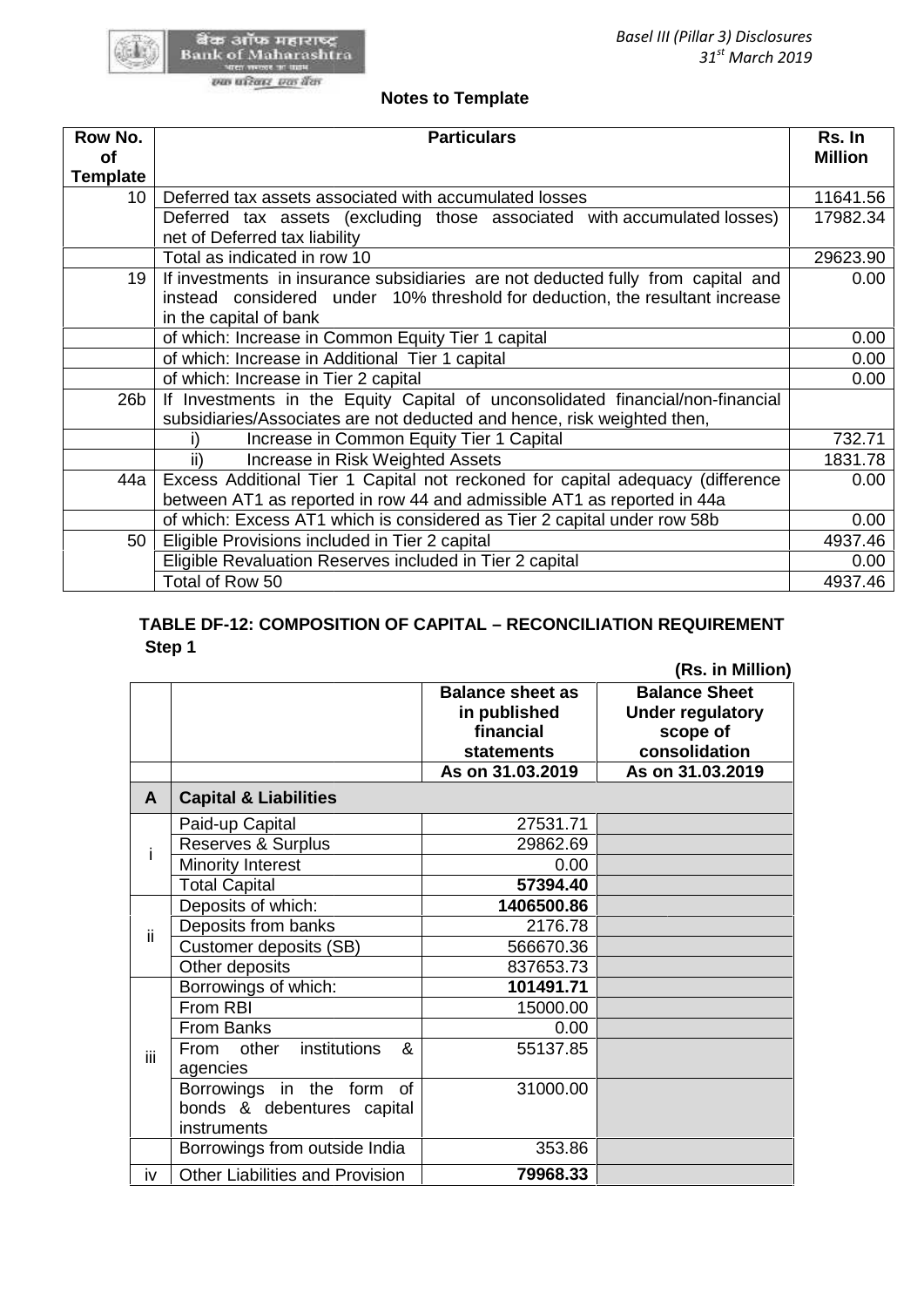## Notes to Template

| Row No. of Template | Particulars | Rs. In Million |
|---|---|---|
| 10 | Deferred tax assets associated with accumulated losses | 11641.56 |
| | Deferred tax assets (excluding those associated with accumulated losses) net of Deferred tax liability | 17982.34 |
| | Total as indicated in row 10 | 29623.90 |
| 19 | If investments in insurance subsidiaries are not deducted fully from capital and instead considered under 10% threshold for deduction, the resultant increase in the capital of bank | 0.00 |
| | of which: Increase in Common Equity Tier 1 capital | 0.00 |
| | of which: Increase in Additional Tier 1 capital | 0.00 |
| | of which: Increase in Tier 2 capital | 0.00 |
| 26b | If Investments in the Equity Capital of unconsolidated financial/non-financial subsidiaries/Associates are not deducted and hence, risk weighted then, | |
| | i) Increase in Common Equity Tier 1 Capital | 732.71 |
| | ii) Increase in Risk Weighted Assets | 1831.78 |
| 44a | Excess Additional Tier 1 Capital not reckoned for capital adequacy (difference between AT1 as reported in row 44 and admissible AT1 as reported in 44a | 0.00 |
| | of which: Excess AT1 which is considered as Tier 2 capital under row 58b | 0.00 |
| 50 | Eligible Provisions included in Tier 2 capital | 4937.46 |
| | Eligible Revaluation Reserves included in Tier 2 capital | 0.00 |
| | Total of Row 50 | 4937.46 |

## TABLE DF-12: COMPOSITION OF CAPITAL – RECONCILIATION REQUIREMENT

**Step 1**

**(Rs. in Million)**

| | | Balance sheet as in published financial statements | Balance Sheet Under regulatory scope of consolidation |
|---|---|---|---|
| | | As on 31.03.2019 | As on 31.03.2019 |
| **A** | **Capital & Liabilities** | | |
| i | Paid-up Capital | 27531.71 | |
| | Reserves & Surplus | 29862.69 | |
| | Minority Interest | 0.00 | |
| | Total Capital | **57394.40** | |
| ii | Deposits of which: | **1406500.86** | |
| | Deposits from banks | 2176.78 | |
| | Customer deposits (SB) | 566670.36 | |
| | Other deposits | 837653.73 | |
| iii | Borrowings of which: | **101491.71** | |
| | From RBI | 15000.00 | |
| | From Banks | 0.00 | |
| | From other institutions & agencies | 55137.85 | |
| | Borrowings in the form of bonds & debentures capital instruments | 31000.00 | |
| | Borrowings from outside India | 353.86 | |
| iv | Other Liabilities and Provision | **79968.33** | |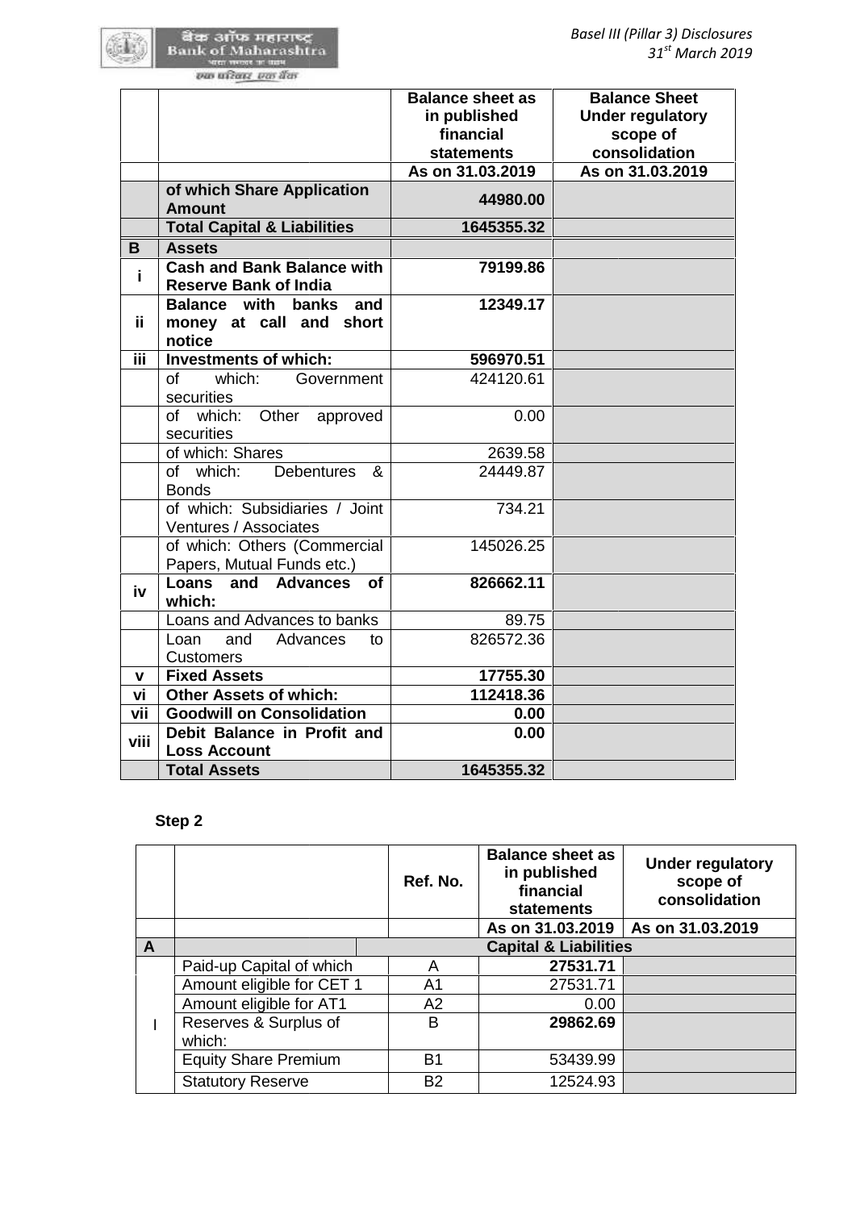| | | Balance sheet as in published financial statements | Balance Sheet Under regulatory scope of consolidation |
|---|---|---|---|
| | | As on 31.03.2019 | As on 31.03.2019 |
| | **of which Share Application Amount** | **44980.00** | |
| | **Total Capital & Liabilities** | **1645355.32** | |
| **B** | **Assets** | | |
| **i** | **Cash and Bank Balance with Reserve Bank of India** | **79199.86** | |
| **ii** | **Balance with banks and money at call and short notice** | **12349.17** | |
| **iii** | **Investments of which:** | **596970.51** | |
| | of which: Government securities | 424120.61 | |
| | of which: Other approved securities | 0.00 | |
| | of which: Shares | 2639.58 | |
| | of which: Debentures & Bonds | 24449.87 | |
| | of which: Subsidiaries / Joint Ventures / Associates | 734.21 | |
| | of which: Others (Commercial Papers, Mutual Funds etc.) | 145026.25 | |
| **iv** | **Loans and Advances of which:** | **826662.11** | |
| | Loans and Advances to banks | 89.75 | |
| | Loan and Advances to Customers | 826572.36 | |
| **v** | **Fixed Assets** | **17755.30** | |
| **vi** | **Other Assets of which:** | **112418.36** | |
| **vii** | **Goodwill on Consolidation** | **0.00** | |
| **viii** | **Debit Balance in Profit and Loss Account** | **0.00** | |
| | **Total Assets** | **1645355.32** | |

**Step 2**

| | | Ref. No. | Balance sheet as in published financial statements | Under regulatory scope of consolidation |
|---|---|---|---|---|
| | | | As on 31.03.2019 | As on 31.03.2019 |
| **A** | **Capital & Liabilities** | | | |
| I | Paid-up Capital of which | A | **27531.71** | |
| | Amount eligible for CET 1 | A1 | 27531.71 | |
| | Amount eligible for AT1 | A2 | 0.00 | |
| | Reserves & Surplus of which: | B | **29862.69** | |
| | Equity Share Premium | B1 | 53439.99 | |
| | Statutory Reserve | B2 | 12524.93 | |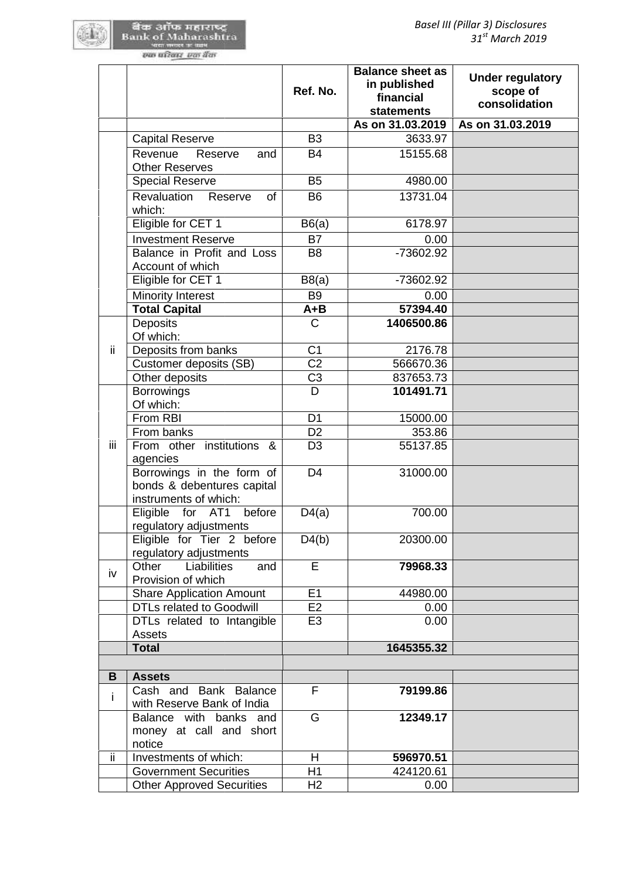| | | Ref. No. | Balance sheet as in published financial statements | Under regulatory scope of consolidation |
|---|---|---|---|---|
| | | | As on 31.03.2019 | As on 31.03.2019 |
| | Capital Reserve | B3 | 3633.97 | |
| | Revenue Reserve and Other Reserves | B4 | 15155.68 | |
| | Special Reserve | B5 | 4980.00 | |
| | Revaluation Reserve of which: | B6 | 13731.04 | |
| | Eligible for CET 1 | B6(a) | 6178.97 | |
| | Investment Reserve | B7 | 0.00 | |
| | Balance in Profit and Loss Account of which | B8 | -73602.92 | |
| | Eligible for CET 1 | B8(a) | -73602.92 | |
| | Minority Interest | B9 | 0.00 | |
| | **Total Capital** | **A+B** | **57394.40** | |
| ii | Deposits<br>Of which: | C | **1406500.86** | |
| | Deposits from banks | C1 | 2176.78 | |
| | Customer deposits (SB) | C2 | 566670.36 | |
| | Other deposits | C3 | 837653.73 | |
| iii | Borrowings<br>Of which: | D | **101491.71** | |
| | From RBI | D1 | 15000.00 | |
| | From banks | D2 | 353.86 | |
| | From other institutions & agencies | D3 | 55137.85 | |
| | Borrowings in the form of bonds & debentures capital instruments of which: | D4 | 31000.00 | |
| | Eligible for AT1 before regulatory adjustments | D4(a) | 700.00 | |
| | Eligible for Tier 2 before regulatory adjustments | D4(b) | 20300.00 | |
| iv | Other Liabilities and Provision of which | E | **79968.33** | |
| | Share Application Amount | E1 | 44980.00 | |
| | DTLs related to Goodwill | E2 | 0.00 | |
| | DTLs related to Intangible Assets | E3 | 0.00 | |
| | **Total** | | **1645355.32** | |
| | | | | |
| **B** | **Assets** | | | |
| i | Cash and Bank Balance with Reserve Bank of India | F | **79199.86** | |
| | Balance with banks and money at call and short notice | G | **12349.17** | |
| ii | Investments of which: | H | **596970.51** | |
| | Government Securities | H1 | 424120.61 | |
| | Other Approved Securities | H2 | 0.00 | |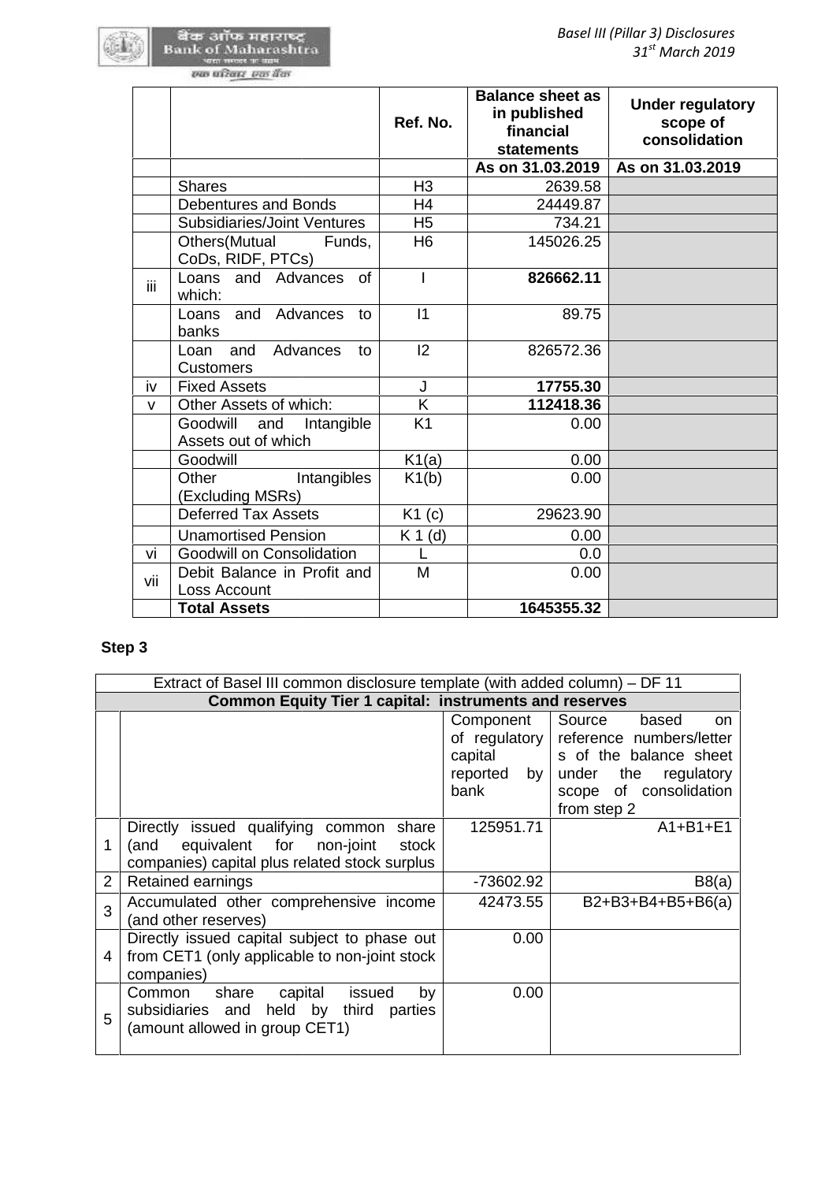| | | Ref. No. | Balance sheet as in published financial statements | Under regulatory scope of consolidation |
|---|---|---|---|---|
| | | | As on 31.03.2019 | As on 31.03.2019 |
| | Shares | H3 | 2639.58 | |
| | Debentures and Bonds | H4 | 24449.87 | |
| | Subsidiaries/Joint Ventures | H5 | 734.21 | |
| | Others(Mutual Funds, CoDs, RIDF, PTCs) | H6 | 145026.25 | |
| iii | Loans and Advances of which: | I | **826662.11** | |
| | Loans and Advances to banks | I1 | 89.75 | |
| | Loan and Advances to Customers | I2 | 826572.36 | |
| iv | Fixed Assets | J | **17755.30** | |
| v | Other Assets of which: | K | **112418.36** | |
| | Goodwill and Intangible Assets out of which | K1 | 0.00 | |
| | Goodwill | K1(a) | 0.00 | |
| | Other Intangibles (Excluding MSRs) | K1(b) | 0.00 | |
| | Deferred Tax Assets | K1 (c) | 29623.90 | |
| | Unamortised Pension | K 1 (d) | 0.00 | |
| vi | Goodwill on Consolidation | L | 0.0 | |
| vii | Debit Balance in Profit and Loss Account | M | 0.00 | |
| | **Total Assets** | | **1645355.32** | |

**Step 3**

| Extract of Basel III common disclosure template (with added column) – DF 11 | | | |
|---|---|---|---|
| **Common Equity Tier 1 capital: instruments and reserves** | | | |
| | | Component of regulatory capital reported by bank | Source based on reference numbers/letters of the balance sheet under the regulatory scope of consolidation from step 2 |
| 1 | Directly issued qualifying common share (and equivalent for non-joint stock companies) capital plus related stock surplus | 125951.71 | A1+B1+E1 |
| 2 | Retained earnings | -73602.92 | B8(a) |
| 3 | Accumulated other comprehensive income (and other reserves) | 42473.55 | B2+B3+B4+B5+B6(a) |
| 4 | Directly issued capital subject to phase out from CET1 (only applicable to non-joint stock companies) | 0.00 | |
| 5 | Common share capital issued by subsidiaries and held by third parties (amount allowed in group CET1) | 0.00 | |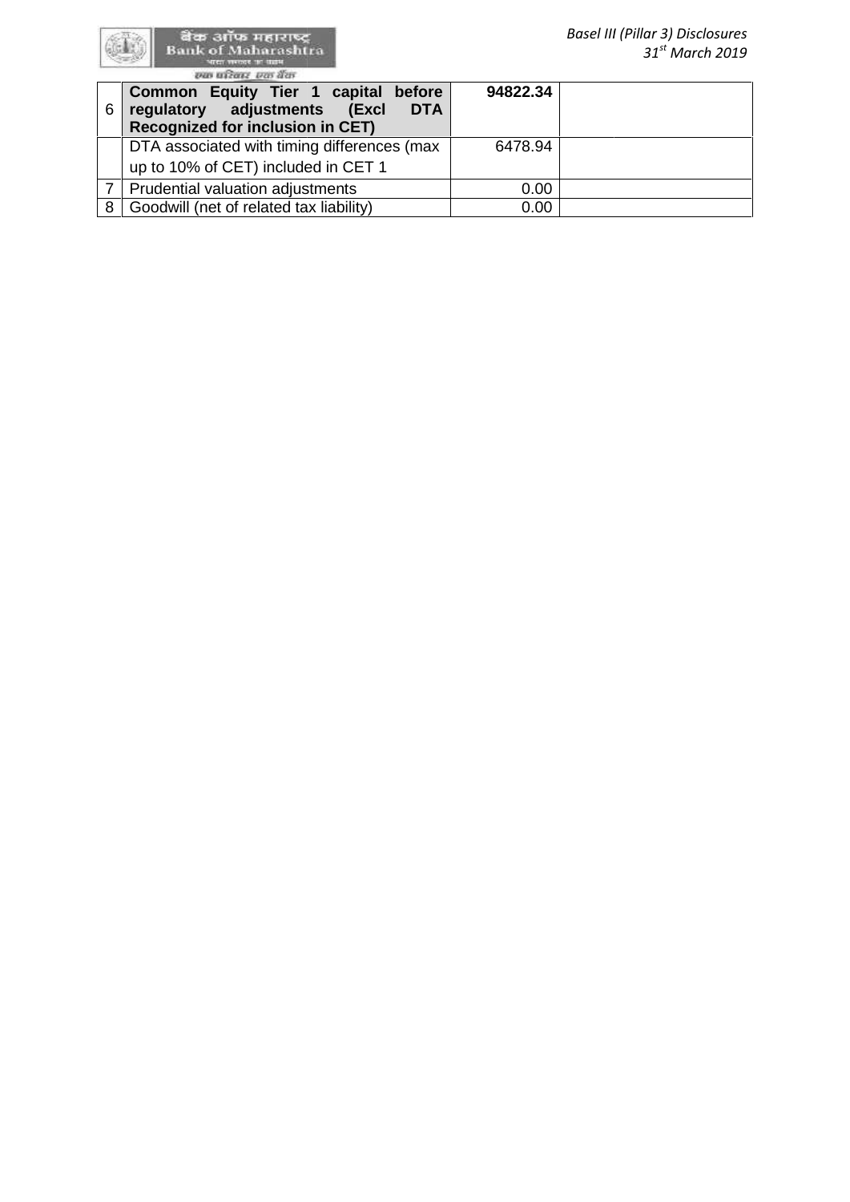| 6 | **Common Equity Tier 1 capital before regulatory adjustments (Excl DTA Recognized for inclusion in CET)** | **94822.34** | |
|---|---|---|---|
| | DTA associated with timing differences (max up to 10% of CET) included in CET 1 | 6478.94 | |
| 7 | Prudential valuation adjustments | 0.00 | |
| 8 | Goodwill (net of related tax liability) | 0.00 | |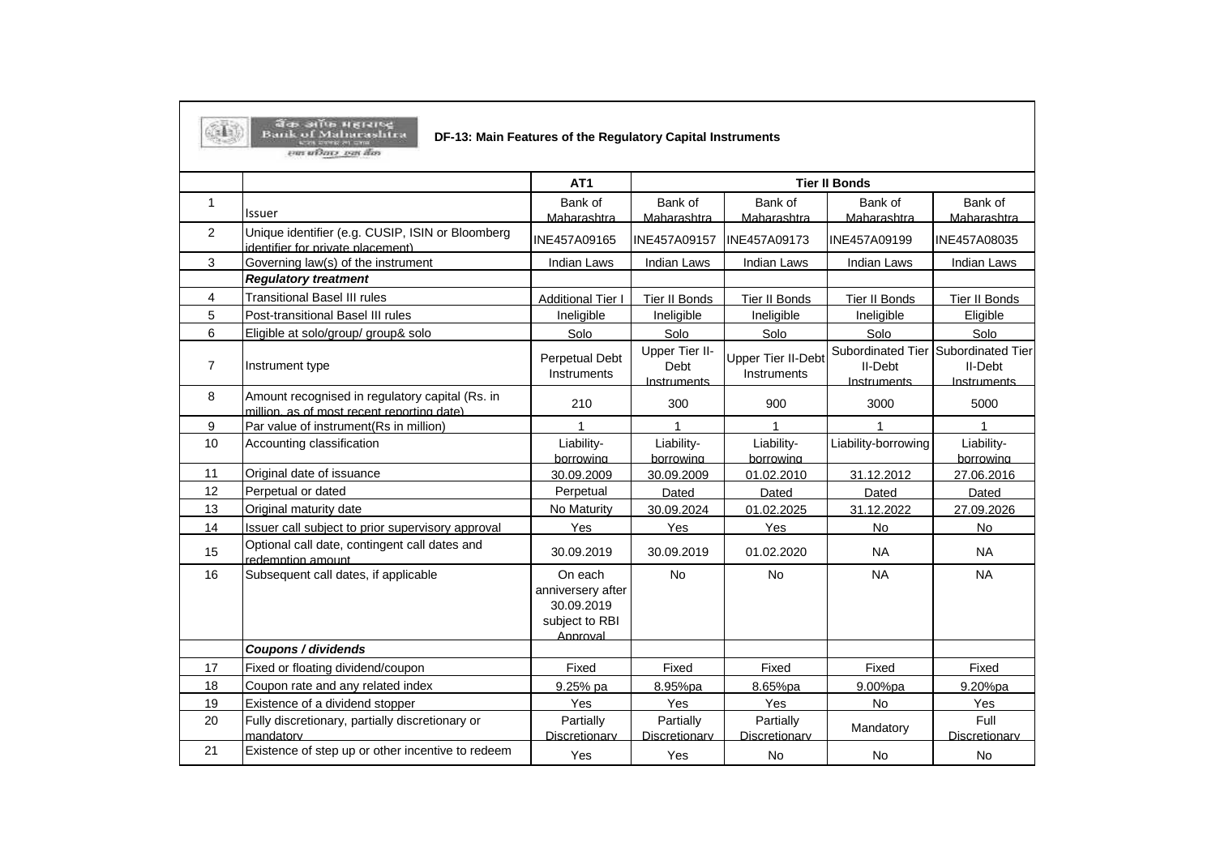बँक ऑफ महाराष्ट्र
Bank of Maharashtra

## DF-13: Main Features of the Regulatory Capital Instruments

| | | AT1 | Tier II Bonds | | | |
|---|---|---|---|---|---|---|
| 1 | Issuer | Bank of Maharashtra | Bank of Maharashtra | Bank of Maharashtra | Bank of Maharashtra | Bank of Maharashtra |
| 2 | Unique identifier (e.g. CUSIP, ISIN or Bloomberg identifier for private placement) | INE457A09165 | INE457A09157 | INE457A09173 | INE457A09199 | INE457A08035 |
| 3 | Governing law(s) of the instrument | Indian Laws | Indian Laws | Indian Laws | Indian Laws | Indian Laws |
| | ***Regulatory treatment*** | | | | | |
| 4 | Transitional Basel III rules | Additional Tier I | Tier II Bonds | Tier II Bonds | Tier II Bonds | Tier II Bonds |
| 5 | Post-transitional Basel III rules | Ineligible | Ineligible | Ineligible | Ineligible | Eligible |
| 6 | Eligible at solo/group/ group& solo | Solo | Solo | Solo | Solo | Solo |
| 7 | Instrument type | Perpetual Debt Instruments | Upper Tier II-Debt Instruments | Upper Tier II-Debt Instruments | Subordinated Tier II-Debt Instruments | Subordinated Tier II-Debt Instruments |
| 8 | Amount recognised in regulatory capital (Rs. in million, as of most recent reporting date) | 210 | 300 | 900 | 3000 | 5000 |
| 9 | Par value of instrument(Rs in million) | 1 | 1 | 1 | 1 | 1 |
| 10 | Accounting classification | Liability-borrowing | Liability-borrowing | Liability-borrowing | Liability-borrowing | Liability-borrowing |
| 11 | Original date of issuance | 30.09.2009 | 30.09.2009 | 01.02.2010 | 31.12.2012 | 27.06.2016 |
| 12 | Perpetual or dated | Perpetual | Dated | Dated | Dated | Dated |
| 13 | Original maturity date | No Maturity | 30.09.2024 | 01.02.2025 | 31.12.2022 | 27.09.2026 |
| 14 | Issuer call subject to prior supervisory approval | Yes | Yes | Yes | No | No |
| 15 | Optional call date, contingent call dates and redemption amount | 30.09.2019 | 30.09.2019 | 01.02.2020 | NA | NA |
| 16 | Subsequent call dates, if applicable | On each anniversery after 30.09.2019 subject to RBI Approval | No | No | NA | NA |
| | ***Coupons / dividends*** | | | | | |
| 17 | Fixed or floating dividend/coupon | Fixed | Fixed | Fixed | Fixed | Fixed |
| 18 | Coupon rate and any related index | 9.25% pa | 8.95%pa | 8.65%pa | 9.00%pa | 9.20%pa |
| 19 | Existence of a dividend stopper | Yes | Yes | Yes | No | Yes |
| 20 | Fully discretionary, partially discretionary or mandatory | Partially Discretionary | Partially Discretionary | Partially Discretionary | Mandatory | Full Discretionary |
| 21 | Existence of step up or other incentive to redeem | Yes | Yes | No | No | No |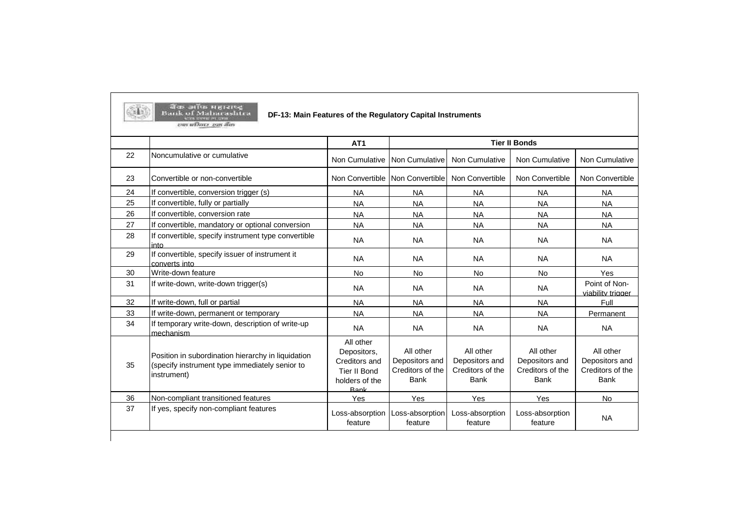Bank of Maharashtra

## DF-13: Main Features of the Regulatory Capital Instruments

| | | AT1 | Tier II Bonds | | | |
|---|---|---|---|---|---|---|
| 22 | Noncumulative or cumulative | Non Cumulative | Non Cumulative | Non Cumulative | Non Cumulative | Non Cumulative |
| 23 | Convertible or non-convertible | Non Convertible | Non Convertible | Non Convertible | Non Convertible | Non Convertible |
| 24 | If convertible, conversion trigger (s) | NA | NA | NA | NA | NA |
| 25 | If convertible, fully or partially | NA | NA | NA | NA | NA |
| 26 | If convertible, conversion rate | NA | NA | NA | NA | NA |
| 27 | If convertible, mandatory or optional conversion | NA | NA | NA | NA | NA |
| 28 | If convertible, specify instrument type convertible into | NA | NA | NA | NA | NA |
| 29 | If convertible, specify issuer of instrument it converts into | NA | NA | NA | NA | NA |
| 30 | Write-down feature | No | No | No | No | Yes |
| 31 | If write-down, write-down trigger(s) | NA | NA | NA | NA | Point of Non-viability trigger |
| 32 | If write-down, full or partial | NA | NA | NA | NA | Full |
| 33 | If write-down, permanent or temporary | NA | NA | NA | NA | Permanent |
| 34 | If temporary write-down, description of write-up mechanism | NA | NA | NA | NA | NA |
| 35 | Position in subordination hierarchy in liquidation (specify instrument type immediately senior to instrument) | All other Depositors, Creditors and Tier II Bond holders of the Bank | All other Depositors and Creditors of the Bank | All other Depositors and Creditors of the Bank | All other Depositors and Creditors of the Bank | All other Depositors and Creditors of the Bank |
| 36 | Non-compliant transitioned features | Yes | Yes | Yes | Yes | No |
| 37 | If yes, specify non-compliant features | Loss-absorption feature | Loss-absorption feature | Loss-absorption feature | Loss-absorption feature | NA |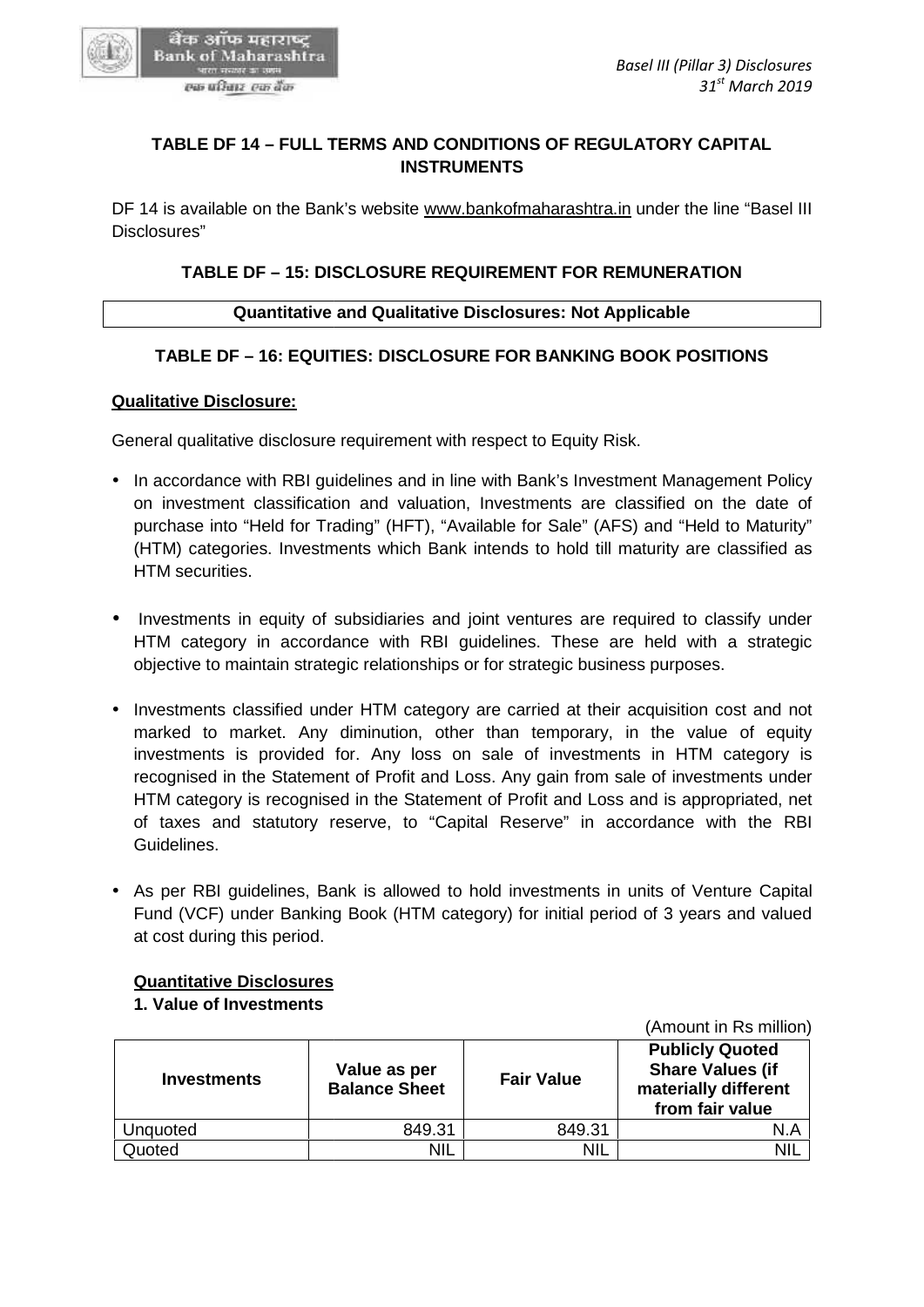### TABLE DF 14 – FULL TERMS AND CONDITIONS OF REGULATORY CAPITAL INSTRUMENTS

DF 14 is available on the Bank's website www.bankofmaharashtra.in under the line "Basel III Disclosures"

### TABLE DF – 15: DISCLOSURE REQUIREMENT FOR REMUNERATION

| Quantitative and Qualitative Disclosures: Not Applicable |
|---|

### TABLE DF – 16: EQUITIES: DISCLOSURE FOR BANKING BOOK POSITIONS

**Qualitative Disclosure:**

General qualitative disclosure requirement with respect to Equity Risk.

- In accordance with RBI guidelines and in line with Bank's Investment Management Policy on investment classification and valuation, Investments are classified on the date of purchase into "Held for Trading" (HFT), "Available for Sale" (AFS) and "Held to Maturity" (HTM) categories. Investments which Bank intends to hold till maturity are classified as HTM securities.

- Investments in equity of subsidiaries and joint ventures are required to classify under HTM category in accordance with RBI guidelines. These are held with a strategic objective to maintain strategic relationships or for strategic business purposes.

- Investments classified under HTM category are carried at their acquisition cost and not marked to market. Any diminution, other than temporary, in the value of equity investments is provided for. Any loss on sale of investments in HTM category is recognised in the Statement of Profit and Loss. Any gain from sale of investments under HTM category is recognised in the Statement of Profit and Loss and is appropriated, net of taxes and statutory reserve, to "Capital Reserve" in accordance with the RBI Guidelines.

- As per RBI guidelines, Bank is allowed to hold investments in units of Venture Capital Fund (VCF) under Banking Book (HTM category) for initial period of 3 years and valued at cost during this period.

**Quantitative Disclosures**

**1. Value of Investments**

(Amount in Rs million)

| Investments | Value as per Balance Sheet | Fair Value | Publicly Quoted Share Values (if materially different from fair value |
|---|---|---|---|
| Unquoted | 849.31 | 849.31 | N.A |
| Quoted | NIL | NIL | NIL |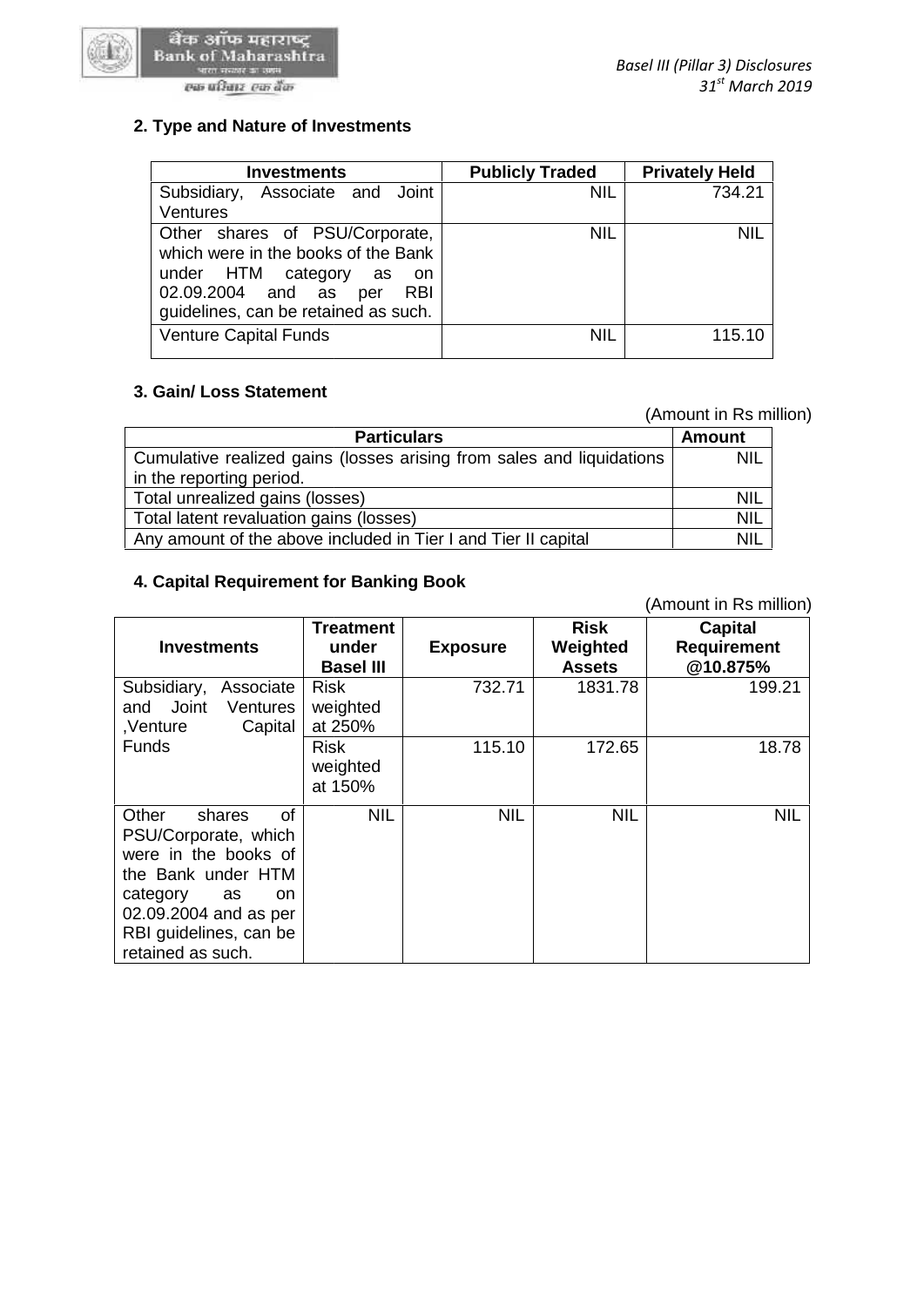## 2. Type and Nature of Investments

| Investments | Publicly Traded | Privately Held |
|---|---|---|
| Subsidiary, Associate and Joint Ventures | NIL | 734.21 |
| Other shares of PSU/Corporate, which were in the books of the Bank under HTM category as on 02.09.2004 and as per RBI guidelines, can be retained as such. | NIL | NIL |
| Venture Capital Funds | NIL | 115.10 |

## 3. Gain/ Loss Statement

(Amount in Rs million)

| Particulars | Amount |
|---|---|
| Cumulative realized gains (losses arising from sales and liquidations in the reporting period. | NIL |
| Total unrealized gains (losses) | NIL |
| Total latent revaluation gains (losses) | NIL |
| Any amount of the above included in Tier I and Tier II capital | NIL |

## 4. Capital Requirement for Banking Book

(Amount in Rs million)

| Investments | Treatment under Basel III | Exposure | Risk Weighted Assets | Capital Requirement @10.875% |
|---|---|---|---|---|
| Subsidiary, Associate and Joint Ventures ,Venture Capital Funds | Risk weighted at 250% | 732.71 | 1831.78 | 199.21 |
| | Risk weighted at 150% | 115.10 | 172.65 | 18.78 |
| Other shares of PSU/Corporate, which were in the books of the Bank under HTM category as on 02.09.2004 and as per RBI guidelines, can be retained as such. | NIL | NIL | NIL | NIL |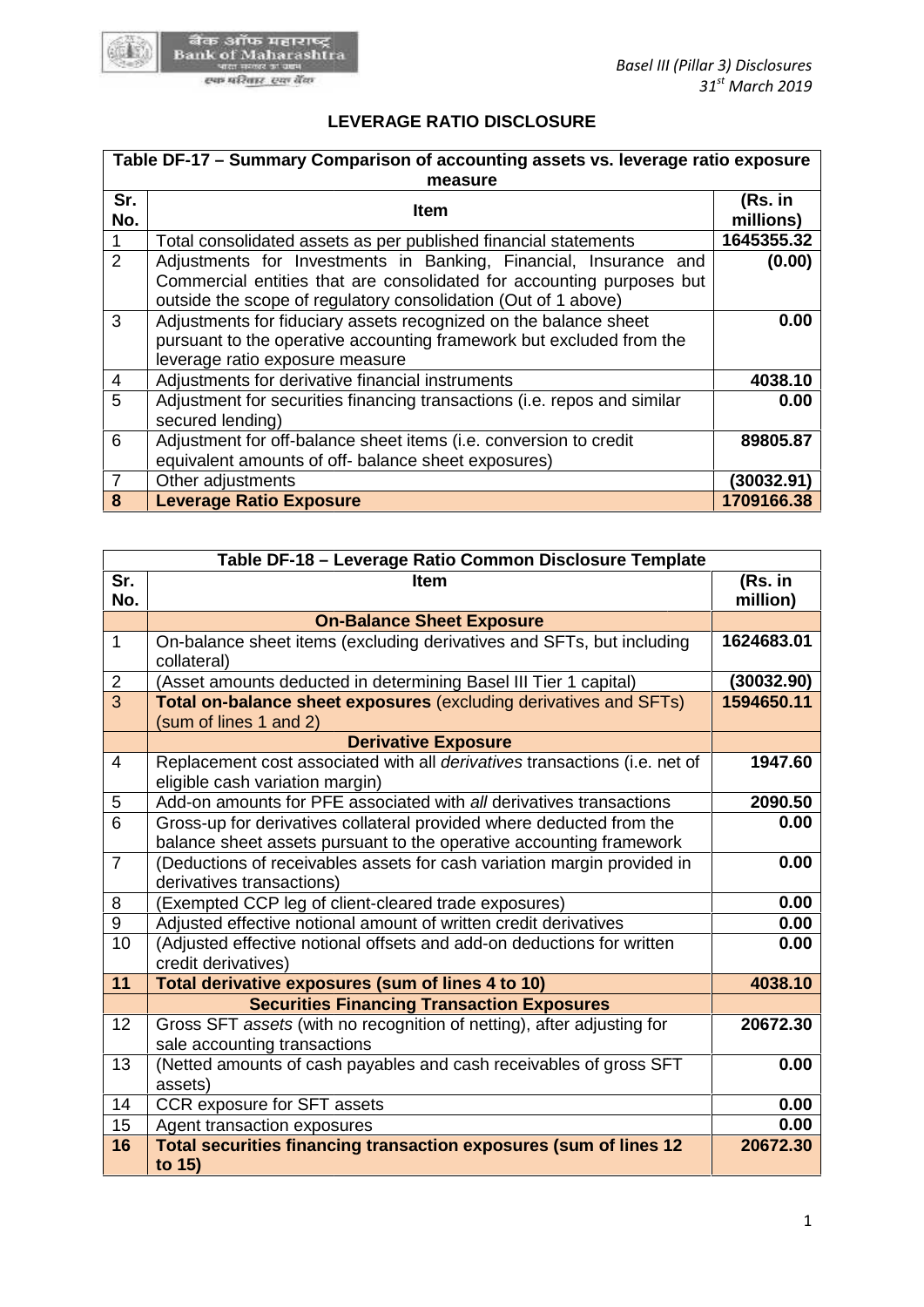## LEVERAGE RATIO DISCLOSURE

| Table DF-17 – Summary Comparison of accounting assets vs. leverage ratio exposure measure | | |
|---|---|---|
| **Sr. No.** | **Item** | **(Rs. in millions)** |
| 1 | Total consolidated assets as per published financial statements | **1645355.32** |
| 2 | Adjustments for Investments in Banking, Financial, Insurance and Commercial entities that are consolidated for accounting purposes but outside the scope of regulatory consolidation (Out of 1 above) | **(0.00)** |
| 3 | Adjustments for fiduciary assets recognized on the balance sheet pursuant to the operative accounting framework but excluded from the leverage ratio exposure measure | **0.00** |
| 4 | Adjustments for derivative financial instruments | **4038.10** |
| 5 | Adjustment for securities financing transactions (i.e. repos and similar secured lending) | **0.00** |
| 6 | Adjustment for off-balance sheet items (i.e. conversion to credit equivalent amounts of off- balance sheet exposures) | **89805.87** |
| 7 | Other adjustments | **(30032.91)** |
| **8** | **Leverage Ratio Exposure** | **1709166.38** |

| Table DF-18 – Leverage Ratio Common Disclosure Template | | |
|---|---|---|
| **Sr. No.** | **Item** | **(Rs. in million)** |
| | **On-Balance Sheet Exposure** | |
| 1 | On-balance sheet items (excluding derivatives and SFTs, but including collateral) | **1624683.01** |
| 2 | (Asset amounts deducted in determining Basel III Tier 1 capital) | **(30032.90)** |
| 3 | **Total on-balance sheet exposures** (excluding derivatives and SFTs) (sum of lines 1 and 2) | **1594650.11** |
| | **Derivative Exposure** | |
| 4 | Replacement cost associated with all *derivatives* transactions (i.e. net of eligible cash variation margin) | **1947.60** |
| 5 | Add-on amounts for PFE associated with *all* derivatives transactions | **2090.50** |
| 6 | Gross-up for derivatives collateral provided where deducted from the balance sheet assets pursuant to the operative accounting framework | **0.00** |
| 7 | (Deductions of receivables assets for cash variation margin provided in derivatives transactions) | **0.00** |
| 8 | (Exempted CCP leg of client-cleared trade exposures) | **0.00** |
| 9 | Adjusted effective notional amount of written credit derivatives | **0.00** |
| 10 | (Adjusted effective notional offsets and add-on deductions for written credit derivatives) | **0.00** |
| **11** | **Total derivative exposures (sum of lines 4 to 10)** | **4038.10** |
| | **Securities Financing Transaction Exposures** | |
| 12 | Gross SFT *assets* (with no recognition of netting), after adjusting for sale accounting transactions | **20672.30** |
| 13 | (Netted amounts of cash payables and cash receivables of gross SFT assets) | **0.00** |
| 14 | CCR exposure for SFT assets | **0.00** |
| 15 | Agent transaction exposures | **0.00** |
| **16** | **Total securities financing transaction exposures (sum of lines 12 to 15)** | **20672.30** |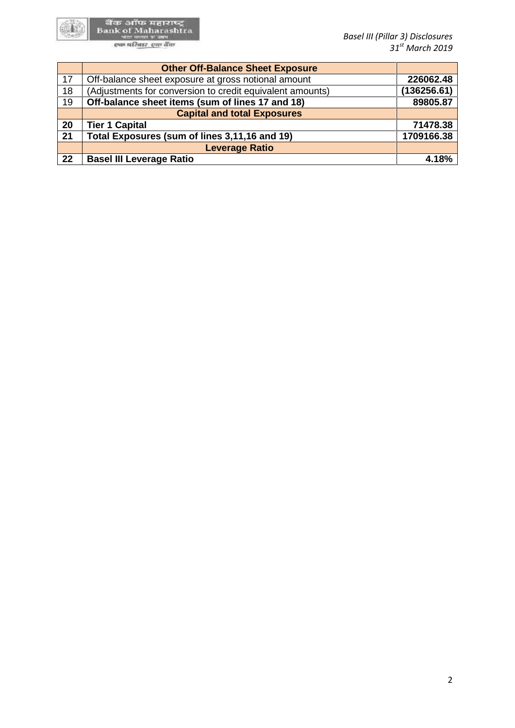| | | |
|---|---|---|
| | **Other Off-Balance Sheet Exposure** | |
| 17 | Off-balance sheet exposure at gross notional amount | **226062.48** |
| 18 | (Adjustments for conversion to credit equivalent amounts) | **(136256.61)** |
| 19 | **Off-balance sheet items (sum of lines 17 and 18)** | **89805.87** |
| | **Capital and total Exposures** | |
| **20** | **Tier 1 Capital** | **71478.38** |
| **21** | **Total Exposures (sum of lines 3,11,16 and 19)** | **1709166.38** |
| | **Leverage Ratio** | |
| **22** | **Basel III Leverage Ratio** | **4.18%** |